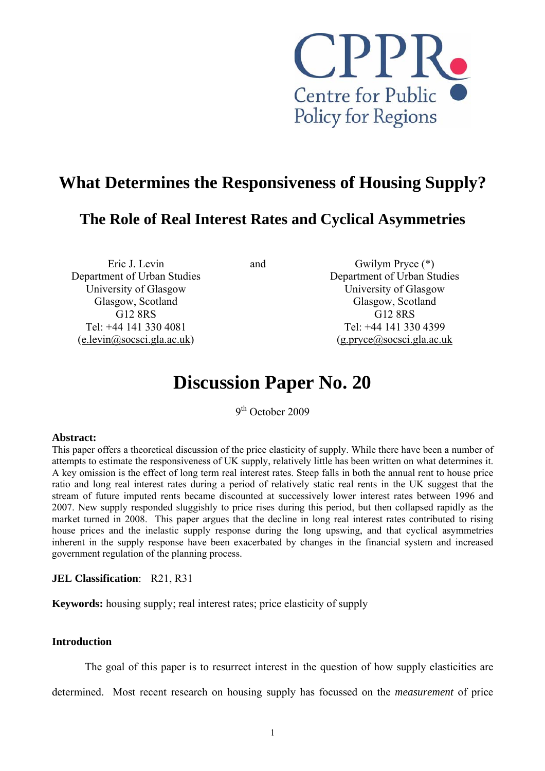CPPR
Centre for Public Policy for Regions

# What Determines the Responsiveness of Housing Supply?

## The Role of Real Interest Rates and Cyclical Asymmetries

Eric J. Levin
Department of Urban Studies
University of Glasgow
Glasgow, Scotland
G12 8RS
Tel: +44 141 330 4081
(e.levin@socsci.gla.ac.uk)

and

Gwilym Pryce (*)
Department of Urban Studies
University of Glasgow
Glasgow, Scotland
G12 8RS
Tel: +44 141 330 4399
(g.pryce@socsci.gla.ac.uk

# Discussion Paper No. 20

9th October 2009

**Abstract:**
This paper offers a theoretical discussion of the price elasticity of supply. While there have been a number of attempts to estimate the responsiveness of UK supply, relatively little has been written on what determines it. A key omission is the effect of long term real interest rates. Steep falls in both the annual rent to house price ratio and long real interest rates during a period of relatively static real rents in the UK suggest that the stream of future imputed rents became discounted at successively lower interest rates between 1996 and 2007. New supply responded sluggishly to price rises during this period, but then collapsed rapidly as the market turned in 2008. This paper argues that the decline in long real interest rates contributed to rising house prices and the inelastic supply response during the long upswing, and that cyclical asymmetries inherent in the supply response have been exacerbated by changes in the financial system and increased government regulation of the planning process.

**JEL Classification**: R21, R31

**Keywords:** housing supply; real interest rates; price elasticity of supply

**Introduction**

The goal of this paper is to resurrect interest in the question of how supply elasticities are determined. Most recent research on housing supply has focussed on the *measurement* of price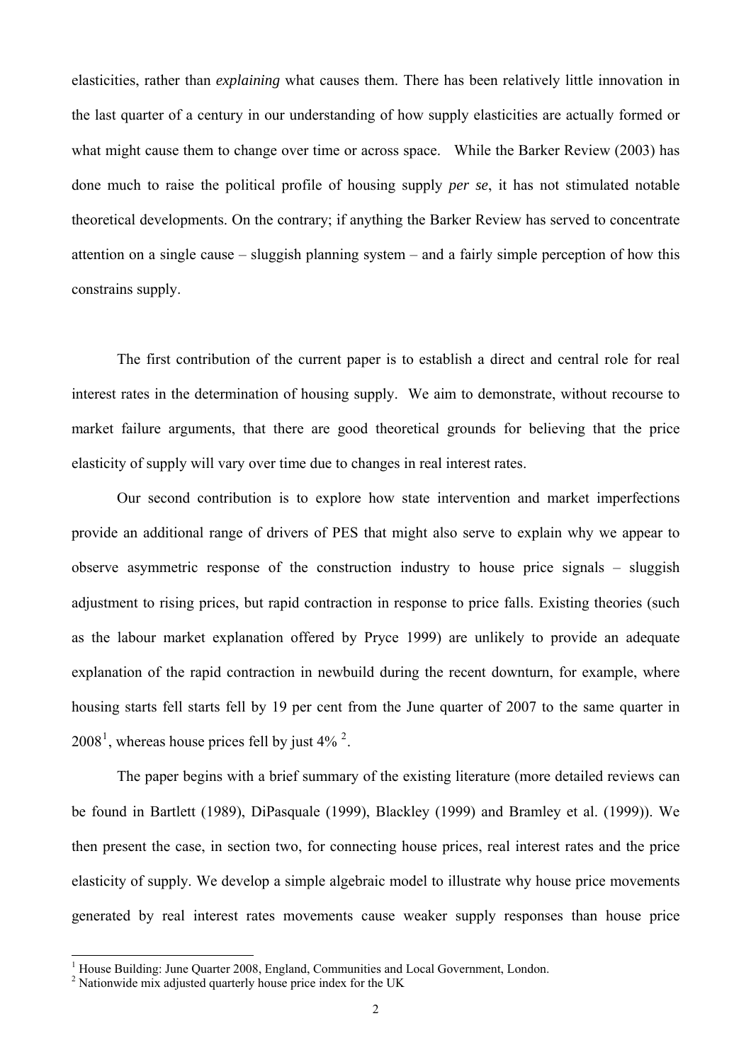elasticities, rather than *explaining* what causes them. There has been relatively little innovation in the last quarter of a century in our understanding of how supply elasticities are actually formed or what might cause them to change over time or across space. While the Barker Review (2003) has done much to raise the political profile of housing supply *per se*, it has not stimulated notable theoretical developments. On the contrary; if anything the Barker Review has served to concentrate attention on a single cause – sluggish planning system – and a fairly simple perception of how this constrains supply.

The first contribution of the current paper is to establish a direct and central role for real interest rates in the determination of housing supply. We aim to demonstrate, without recourse to market failure arguments, that there are good theoretical grounds for believing that the price elasticity of supply will vary over time due to changes in real interest rates.

Our second contribution is to explore how state intervention and market imperfections provide an additional range of drivers of PES that might also serve to explain why we appear to observe asymmetric response of the construction industry to house price signals – sluggish adjustment to rising prices, but rapid contraction in response to price falls. Existing theories (such as the labour market explanation offered by Pryce 1999) are unlikely to provide an adequate explanation of the rapid contraction in newbuild during the recent downturn, for example, where housing starts fell starts fell by 19 per cent from the June quarter of 2007 to the same quarter in 2008[1], whereas house prices fell by just 4% [2].

The paper begins with a brief summary of the existing literature (more detailed reviews can be found in Bartlett (1989), DiPasquale (1999), Blackley (1999) and Bramley et al. (1999)). We then present the case, in section two, for connecting house prices, real interest rates and the price elasticity of supply. We develop a simple algebraic model to illustrate why house price movements generated by real interest rates movements cause weaker supply responses than house price

---

[1] House Building: June Quarter 2008, England, Communities and Local Government, London.

[2] Nationwide mix adjusted quarterly house price index for the UK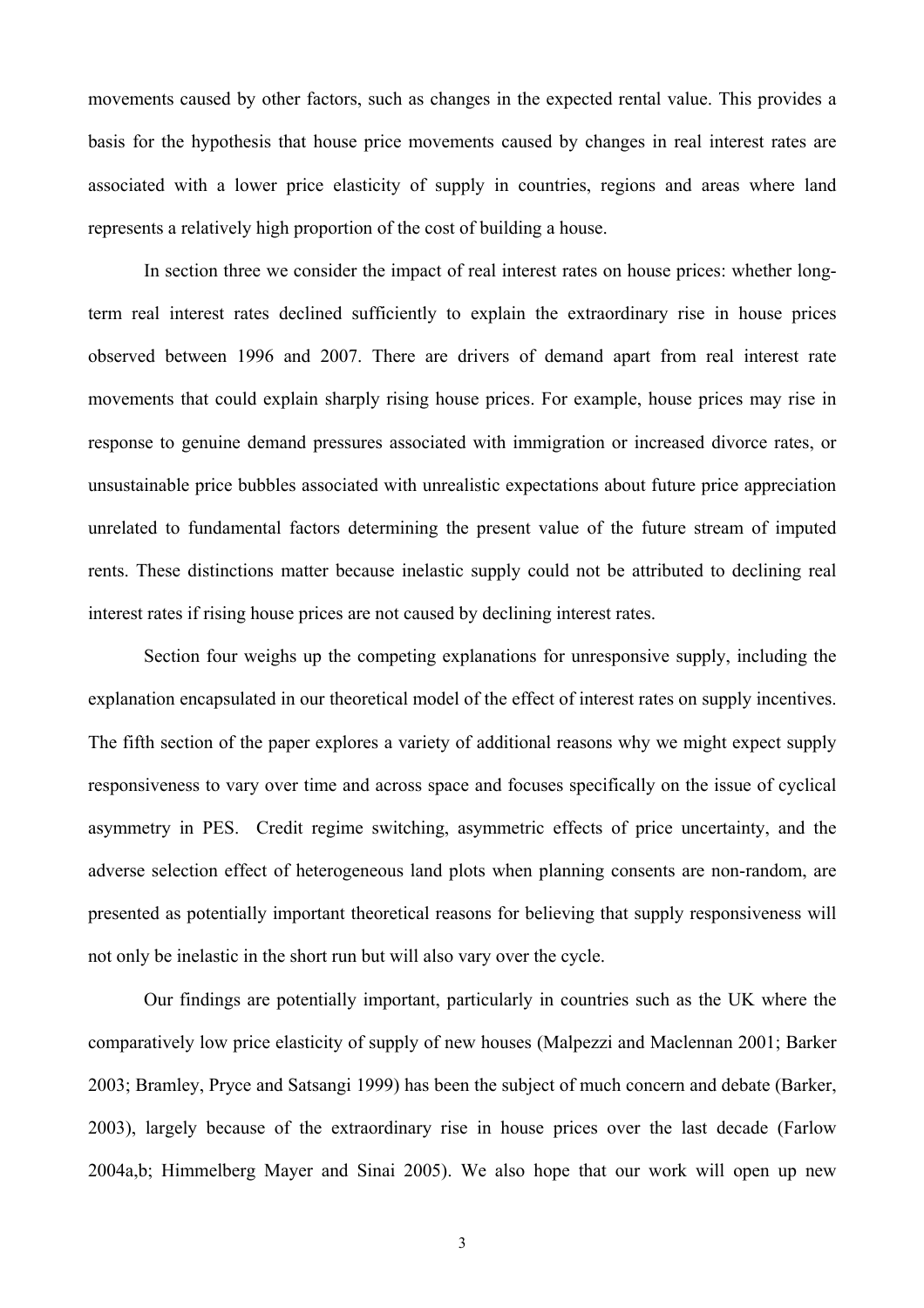movements caused by other factors, such as changes in the expected rental value. This provides a basis for the hypothesis that house price movements caused by changes in real interest rates are associated with a lower price elasticity of supply in countries, regions and areas where land represents a relatively high proportion of the cost of building a house.

In section three we consider the impact of real interest rates on house prices: whether long-term real interest rates declined sufficiently to explain the extraordinary rise in house prices observed between 1996 and 2007. There are drivers of demand apart from real interest rate movements that could explain sharply rising house prices. For example, house prices may rise in response to genuine demand pressures associated with immigration or increased divorce rates, or unsustainable price bubbles associated with unrealistic expectations about future price appreciation unrelated to fundamental factors determining the present value of the future stream of imputed rents. These distinctions matter because inelastic supply could not be attributed to declining real interest rates if rising house prices are not caused by declining interest rates.

Section four weighs up the competing explanations for unresponsive supply, including the explanation encapsulated in our theoretical model of the effect of interest rates on supply incentives. The fifth section of the paper explores a variety of additional reasons why we might expect supply responsiveness to vary over time and across space and focuses specifically on the issue of cyclical asymmetry in PES. Credit regime switching, asymmetric effects of price uncertainty, and the adverse selection effect of heterogeneous land plots when planning consents are non-random, are presented as potentially important theoretical reasons for believing that supply responsiveness will not only be inelastic in the short run but will also vary over the cycle.

Our findings are potentially important, particularly in countries such as the UK where the comparatively low price elasticity of supply of new houses (Malpezzi and Maclennan 2001; Barker 2003; Bramley, Pryce and Satsangi 1999) has been the subject of much concern and debate (Barker, 2003), largely because of the extraordinary rise in house prices over the last decade (Farlow 2004a,b; Himmelberg Mayer and Sinai 2005). We also hope that our work will open up new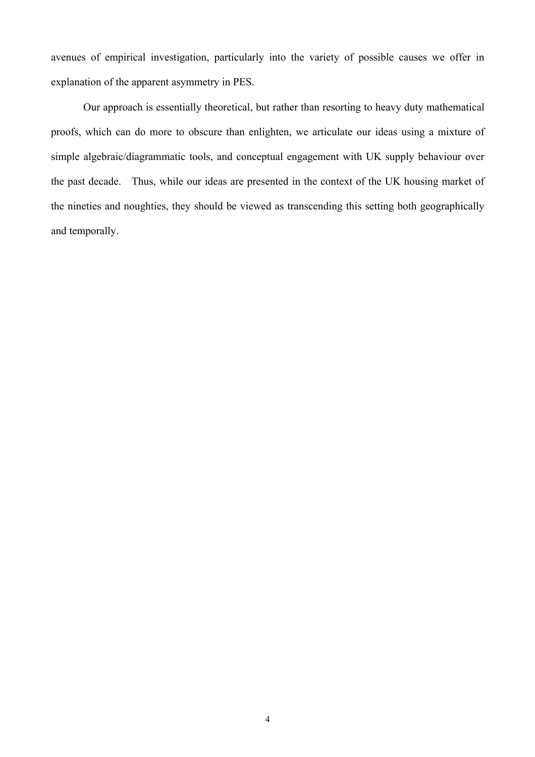avenues of empirical investigation, particularly into the variety of possible causes we offer in explanation of the apparent asymmetry in PES.

Our approach is essentially theoretical, but rather than resorting to heavy duty mathematical proofs, which can do more to obscure than enlighten, we articulate our ideas using a mixture of simple algebraic/diagrammatic tools, and conceptual engagement with UK supply behaviour over the past decade. Thus, while our ideas are presented in the context of the UK housing market of the nineties and noughties, they should be viewed as transcending this setting both geographically and temporally.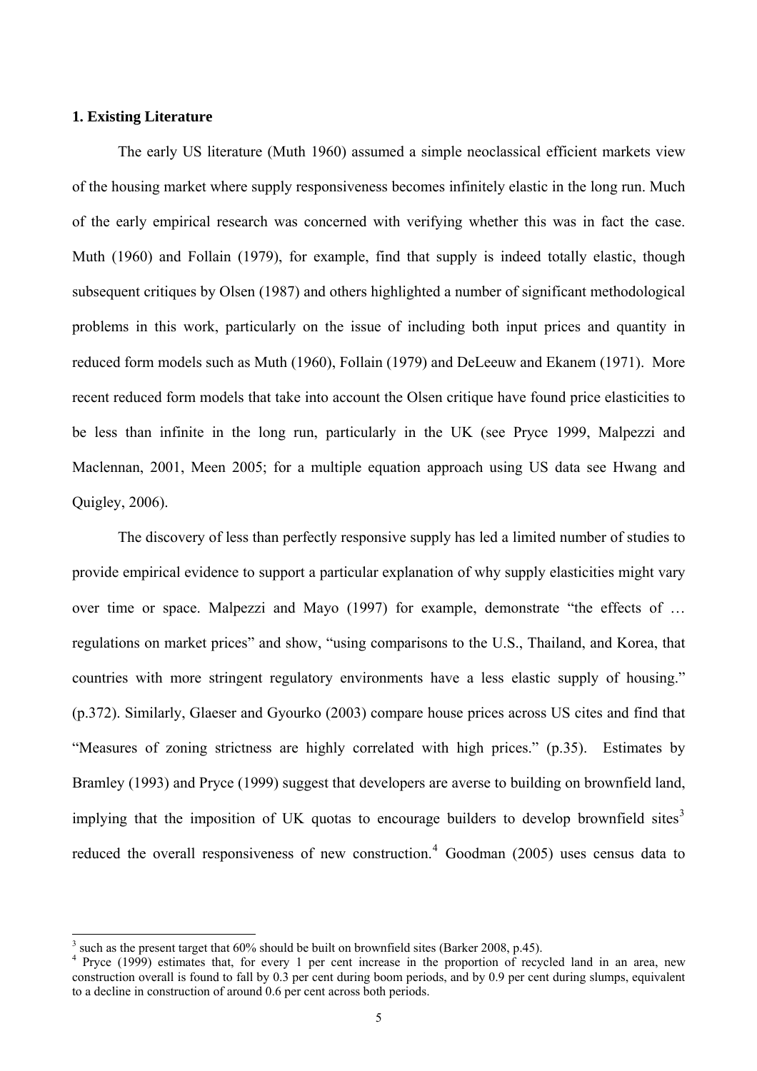**1. Existing Literature**

The early US literature (Muth 1960) assumed a simple neoclassical efficient markets view of the housing market where supply responsiveness becomes infinitely elastic in the long run. Much of the early empirical research was concerned with verifying whether this was in fact the case. Muth (1960) and Follain (1979), for example, find that supply is indeed totally elastic, though subsequent critiques by Olsen (1987) and others highlighted a number of significant methodological problems in this work, particularly on the issue of including both input prices and quantity in reduced form models such as Muth (1960), Follain (1979) and DeLeeuw and Ekanem (1971). More recent reduced form models that take into account the Olsen critique have found price elasticities to be less than infinite in the long run, particularly in the UK (see Pryce 1999, Malpezzi and Maclennan, 2001, Meen 2005; for a multiple equation approach using US data see Hwang and Quigley, 2006).

The discovery of less than perfectly responsive supply has led a limited number of studies to provide empirical evidence to support a particular explanation of why supply elasticities might vary over time or space. Malpezzi and Mayo (1997) for example, demonstrate "the effects of … regulations on market prices" and show, "using comparisons to the U.S., Thailand, and Korea, that countries with more stringent regulatory environments have a less elastic supply of housing." (p.372). Similarly, Glaeser and Gyourko (2003) compare house prices across US cites and find that "Measures of zoning strictness are highly correlated with high prices." (p.35). Estimates by Bramley (1993) and Pryce (1999) suggest that developers are averse to building on brownfield land, implying that the imposition of UK quotas to encourage builders to develop brownfield sites[3] reduced the overall responsiveness of new construction.[4] Goodman (2005) uses census data to

[3] such as the present target that 60% should be built on brownfield sites (Barker 2008, p.45).

[4] Pryce (1999) estimates that, for every 1 per cent increase in the proportion of recycled land in an area, new construction overall is found to fall by 0.3 per cent during boom periods, and by 0.9 per cent during slumps, equivalent to a decline in construction of around 0.6 per cent across both periods.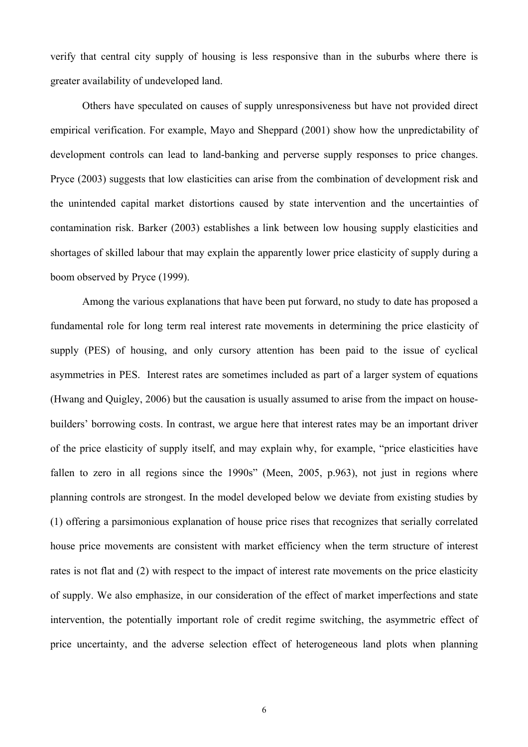verify that central city supply of housing is less responsive than in the suburbs where there is greater availability of undeveloped land.

Others have speculated on causes of supply unresponsiveness but have not provided direct empirical verification. For example, Mayo and Sheppard (2001) show how the unpredictability of development controls can lead to land-banking and perverse supply responses to price changes. Pryce (2003) suggests that low elasticities can arise from the combination of development risk and the unintended capital market distortions caused by state intervention and the uncertainties of contamination risk. Barker (2003) establishes a link between low housing supply elasticities and shortages of skilled labour that may explain the apparently lower price elasticity of supply during a boom observed by Pryce (1999).

Among the various explanations that have been put forward, no study to date has proposed a fundamental role for long term real interest rate movements in determining the price elasticity of supply (PES) of housing, and only cursory attention has been paid to the issue of cyclical asymmetries in PES. Interest rates are sometimes included as part of a larger system of equations (Hwang and Quigley, 2006) but the causation is usually assumed to arise from the impact on house-builders' borrowing costs. In contrast, we argue here that interest rates may be an important driver of the price elasticity of supply itself, and may explain why, for example, "price elasticities have fallen to zero in all regions since the 1990s" (Meen, 2005, p.963), not just in regions where planning controls are strongest. In the model developed below we deviate from existing studies by (1) offering a parsimonious explanation of house price rises that recognizes that serially correlated house price movements are consistent with market efficiency when the term structure of interest rates is not flat and (2) with respect to the impact of interest rate movements on the price elasticity of supply. We also emphasize, in our consideration of the effect of market imperfections and state intervention, the potentially important role of credit regime switching, the asymmetric effect of price uncertainty, and the adverse selection effect of heterogeneous land plots when planning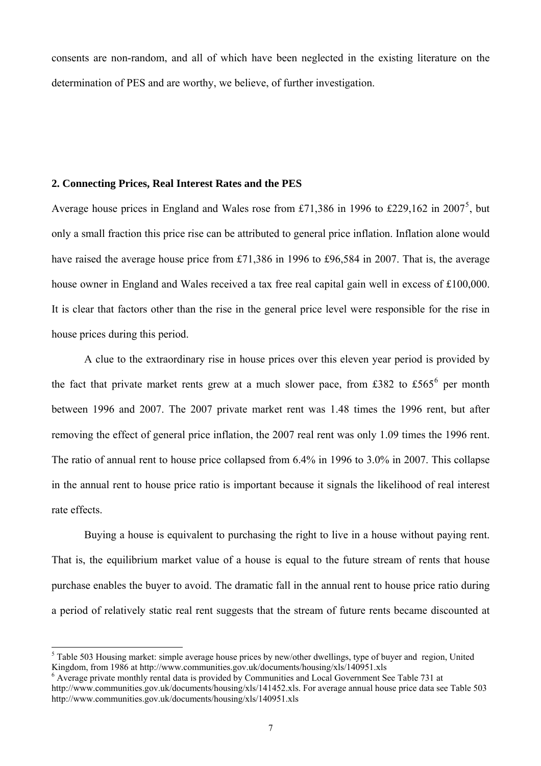consents are non-random, and all of which have been neglected in the existing literature on the determination of PES and are worthy, we believe, of further investigation.

## 2. Connecting Prices, Real Interest Rates and the PES

Average house prices in England and Wales rose from £71,386 in 1996 to £229,162 in 2007[5], but only a small fraction this price rise can be attributed to general price inflation. Inflation alone would have raised the average house price from £71,386 in 1996 to £96,584 in 2007. That is, the average house owner in England and Wales received a tax free real capital gain well in excess of £100,000. It is clear that factors other than the rise in the general price level were responsible for the rise in house prices during this period.

A clue to the extraordinary rise in house prices over this eleven year period is provided by the fact that private market rents grew at a much slower pace, from £382 to £565[6] per month between 1996 and 2007. The 2007 private market rent was 1.48 times the 1996 rent, but after removing the effect of general price inflation, the 2007 real rent was only 1.09 times the 1996 rent. The ratio of annual rent to house price collapsed from 6.4% in 1996 to 3.0% in 2007. This collapse in the annual rent to house price ratio is important because it signals the likelihood of real interest rate effects.

Buying a house is equivalent to purchasing the right to live in a house without paying rent. That is, the equilibrium market value of a house is equal to the future stream of rents that house purchase enables the buyer to avoid. The dramatic fall in the annual rent to house price ratio during a period of relatively static real rent suggests that the stream of future rents became discounted at

---

[5] Table 503 Housing market: simple average house prices by new/other dwellings, type of buyer and region, United Kingdom, from 1986 at http://www.communities.gov.uk/documents/housing/xls/140951.xls

[6] Average private monthly rental data is provided by Communities and Local Government See Table 731 at http://www.communities.gov.uk/documents/housing/xls/141452.xls. For average annual house price data see Table 503 http://www.communities.gov.uk/documents/housing/xls/140951.xls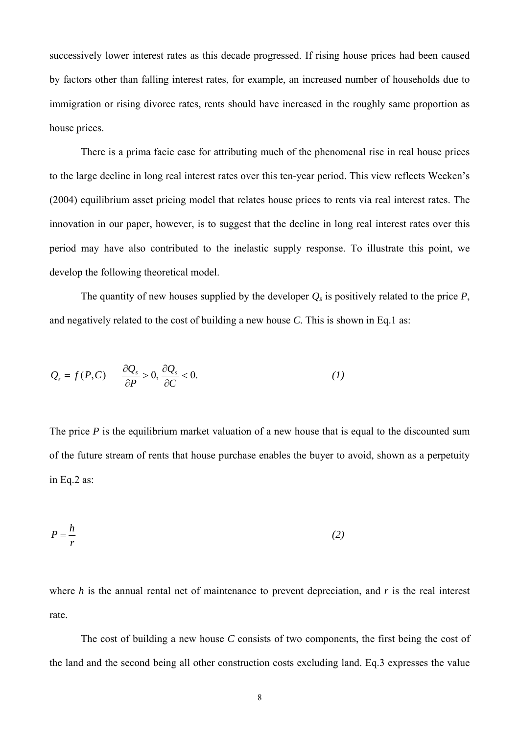successively lower interest rates as this decade progressed. If rising house prices had been caused by factors other than falling interest rates, for example, an increased number of households due to immigration or rising divorce rates, rents should have increased in the roughly same proportion as house prices.

There is a prima facie case for attributing much of the phenomenal rise in real house prices to the large decline in long real interest rates over this ten-year period. This view reflects Weeken's (2004) equilibrium asset pricing model that relates house prices to rents via real interest rates. The innovation in our paper, however, is to suggest that the decline in long real interest rates over this period may have also contributed to the inelastic supply response. To illustrate this point, we develop the following theoretical model.

The quantity of new houses supplied by the developer $Q_s$ is positively related to the price $P$, and negatively related to the cost of building a new house $C$. This is shown in Eq.1 as:

$$Q_s = f(P, C) \qquad \frac{\partial Q_s}{\partial P} > 0, \frac{\partial Q_s}{\partial C} < 0. \tag{1}$$

The price $P$ is the equilibrium market valuation of a new house that is equal to the discounted sum of the future stream of rents that house purchase enables the buyer to avoid, shown as a perpetuity in Eq.2 as:

$$P = \frac{h}{r} \tag{2}$$

where $h$ is the annual rental net of maintenance to prevent depreciation, and $r$ is the real interest rate.

The cost of building a new house $C$ consists of two components, the first being the cost of the land and the second being all other construction costs excluding land. Eq.3 expresses the value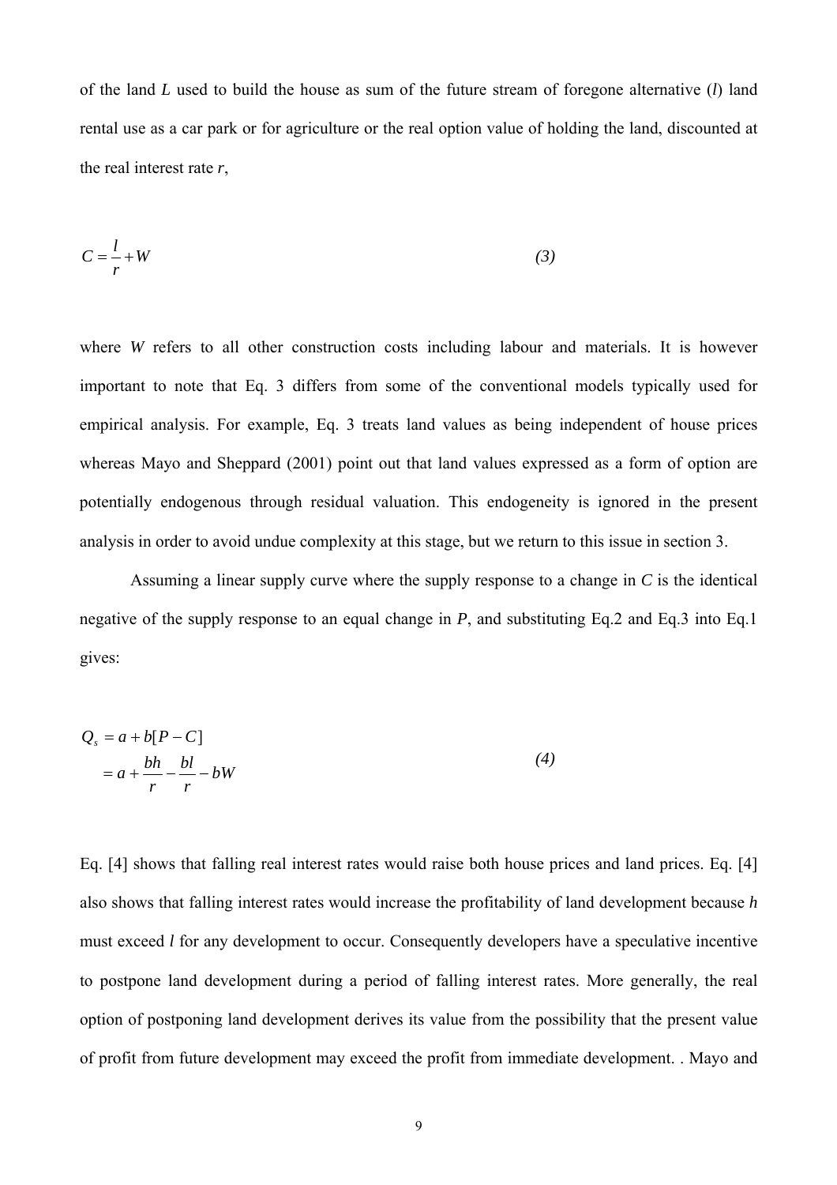of the land $L$ used to build the house as sum of the future stream of foregone alternative ($l$) land rental use as a car park or for agriculture or the real option value of holding the land, discounted at the real interest rate $r$,

$$C = \frac{l}{r} + W \tag{3}$$

where $W$ refers to all other construction costs including labour and materials. It is however important to note that Eq. 3 differs from some of the conventional models typically used for empirical analysis. For example, Eq. 3 treats land values as being independent of house prices whereas Mayo and Sheppard (2001) point out that land values expressed as a form of option are potentially endogenous through residual valuation. This endogeneity is ignored in the present analysis in order to avoid undue complexity at this stage, but we return to this issue in section 3.

Assuming a linear supply curve where the supply response to a change in $C$ is the identical negative of the supply response to an equal change in $P$, and substituting Eq.2 and Eq.3 into Eq.1 gives:

$$\begin{aligned} Q_s &= a + b[P - C] \\ &= a + \frac{bh}{r} - \frac{bl}{r} - bW \end{aligned} \tag{4}$$

Eq. [4] shows that falling real interest rates would raise both house prices and land prices. Eq. [4] also shows that falling interest rates would increase the profitability of land development because $h$ must exceed $l$ for any development to occur. Consequently developers have a speculative incentive to postpone land development during a period of falling interest rates. More generally, the real option of postponing land development derives its value from the possibility that the present value of profit from future development may exceed the profit from immediate development. . Mayo and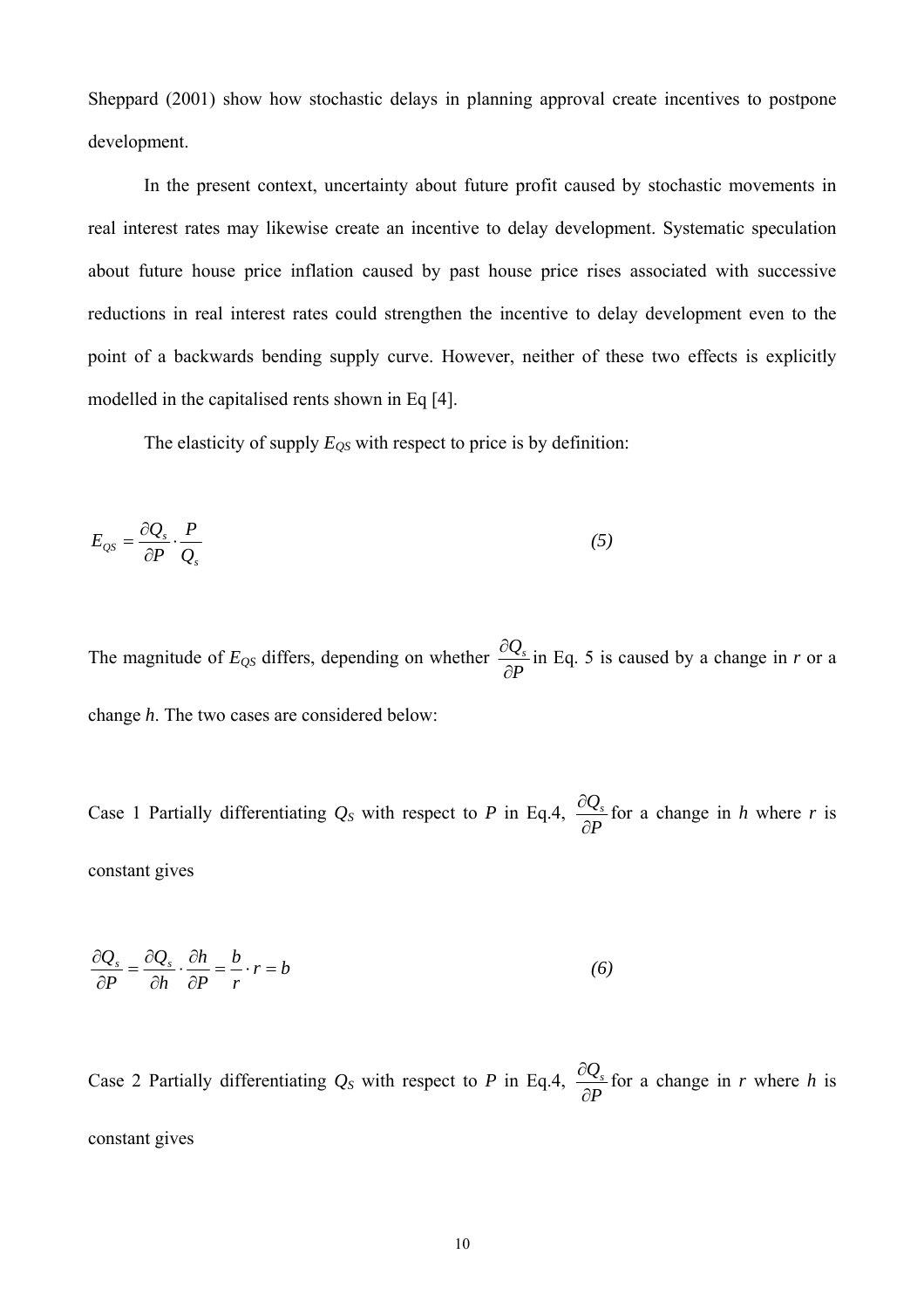Sheppard (2001) show how stochastic delays in planning approval create incentives to postpone development.

In the present context, uncertainty about future profit caused by stochastic movements in real interest rates may likewise create an incentive to delay development. Systematic speculation about future house price inflation caused by past house price rises associated with successive reductions in real interest rates could strengthen the incentive to delay development even to the point of a backwards bending supply curve. However, neither of these two effects is explicitly modelled in the capitalised rents shown in Eq [4].

The elasticity of supply $E_{QS}$ with respect to price is by definition:

$$E_{QS} = \frac{\partial Q_s}{\partial P} \cdot \frac{P}{Q_s} \tag{5}$$

The magnitude of $E_{QS}$ differs, depending on whether $\frac{\partial Q_s}{\partial P}$ in Eq. 5 is caused by a change in $r$ or a change $h$. The two cases are considered below:

Case 1 Partially differentiating $Q_S$ with respect to $P$ in Eq.4, $\frac{\partial Q_s}{\partial P}$ for a change in $h$ where $r$ is constant gives

$$\frac{\partial Q_s}{\partial P} = \frac{\partial Q_s}{\partial h} \cdot \frac{\partial h}{\partial P} = \frac{b}{r} \cdot r = b \tag{6}$$

Case 2 Partially differentiating $Q_S$ with respect to $P$ in Eq.4, $\frac{\partial Q_s}{\partial P}$ for a change in $r$ where $h$ is constant gives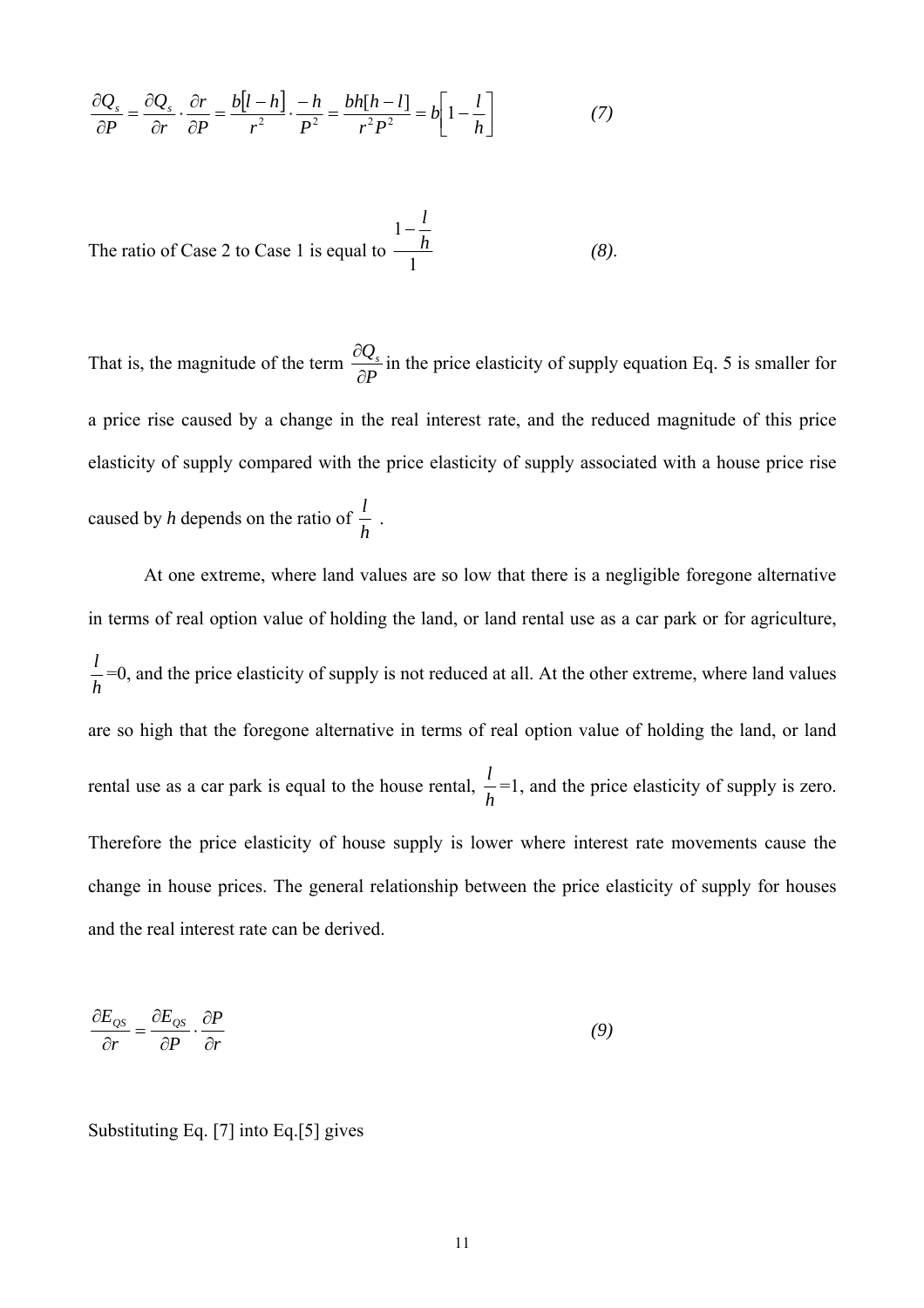$$\frac{\partial Q_s}{\partial P} = \frac{\partial Q_s}{\partial r} \cdot \frac{\partial r}{\partial P} = \frac{b[l-h]}{r^2} \cdot \frac{-h}{P^2} = \frac{bh[h-l]}{r^2 P^2} = b\left[1 - \frac{l}{h}\right] \qquad (7)$$

The ratio of Case 2 to Case 1 is equal to $\frac{1-\frac{l}{h}}{1}$ *(8)*.

That is, the magnitude of the term $\frac{\partial Q_s}{\partial P}$ in the price elasticity of supply equation Eq. 5 is smaller for a price rise caused by a change in the real interest rate, and the reduced magnitude of this price elasticity of supply compared with the price elasticity of supply associated with a house price rise caused by *h* depends on the ratio of $\frac{l}{h}$ .

At one extreme, where land values are so low that there is a negligible foregone alternative in terms of real option value of holding the land, or land rental use as a car park or for agriculture, $\frac{l}{h}$=0, and the price elasticity of supply is not reduced at all. At the other extreme, where land values are so high that the foregone alternative in terms of real option value of holding the land, or land rental use as a car park is equal to the house rental, $\frac{l}{h}$=1, and the price elasticity of supply is zero. Therefore the price elasticity of house supply is lower where interest rate movements cause the change in house prices. The general relationship between the price elasticity of supply for houses and the real interest rate can be derived.

$$\frac{\partial E_{QS}}{\partial r} = \frac{\partial E_{QS}}{\partial P} \cdot \frac{\partial P}{\partial r} \qquad (9)$$

Substituting Eq. [7] into Eq.[5] gives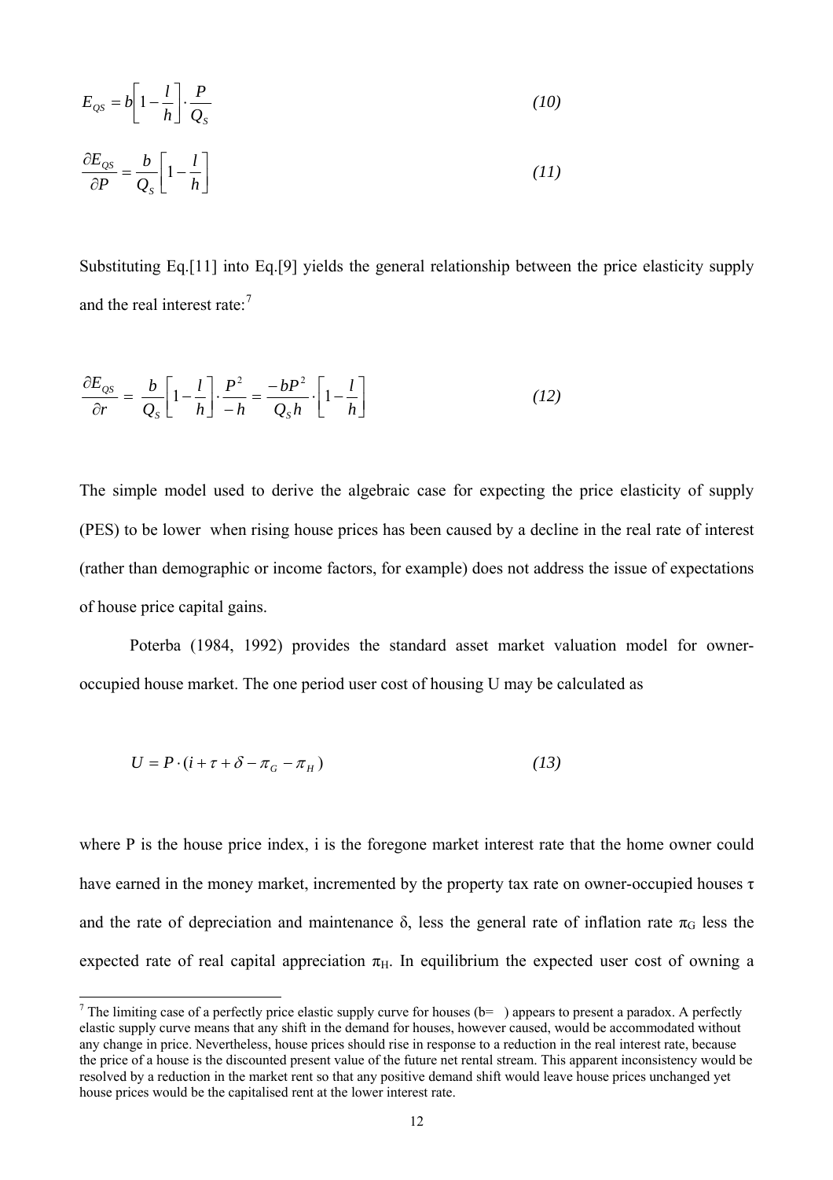$$E_{QS} = b\left[1 - \frac{l}{h}\right] \cdot \frac{P}{Q_S} \tag{10}$$

$$\frac{\partial E_{QS}}{\partial P} = \frac{b}{Q_S}\left[1 - \frac{l}{h}\right] \tag{11}$$

Substituting Eq.[11] into Eq.[9] yields the general relationship between the price elasticity supply and the real interest rate:[7]

$$\frac{\partial E_{QS}}{\partial r} = \frac{b}{Q_S}\left[1 - \frac{l}{h}\right] \cdot \frac{P^2}{-h} = \frac{-bP^2}{Q_S h} \cdot \left[1 - \frac{l}{h}\right] \tag{12}$$

The simple model used to derive the algebraic case for expecting the price elasticity of supply (PES) to be lower when rising house prices has been caused by a decline in the real rate of interest (rather than demographic or income factors, for example) does not address the issue of expectations of house price capital gains.

Poterba (1984, 1992) provides the standard asset market valuation model for owner-occupied house market. The one period user cost of housing U may be calculated as

$$U = P \cdot (i + \tau + \delta - \pi_G - \pi_H) \tag{13}$$

where P is the house price index, i is the foregone market interest rate that the home owner could have earned in the money market, incremented by the property tax rate on owner-occupied houses $\tau$ and the rate of depreciation and maintenance $\delta$, less the general rate of inflation rate $\pi_G$ less the expected rate of real capital appreciation $\pi_H$. In equilibrium the expected user cost of owning a

[7] The limiting case of a perfectly price elastic supply curve for houses (b= ) appears to present a paradox. A perfectly elastic supply curve means that any shift in the demand for houses, however caused, would be accommodated without any change in price. Nevertheless, house prices should rise in response to a reduction in the real interest rate, because the price of a house is the discounted present value of the future net rental stream. This apparent inconsistency would be resolved by a reduction in the market rent so that any positive demand shift would leave house prices unchanged yet house prices would be the capitalised rent at the lower interest rate.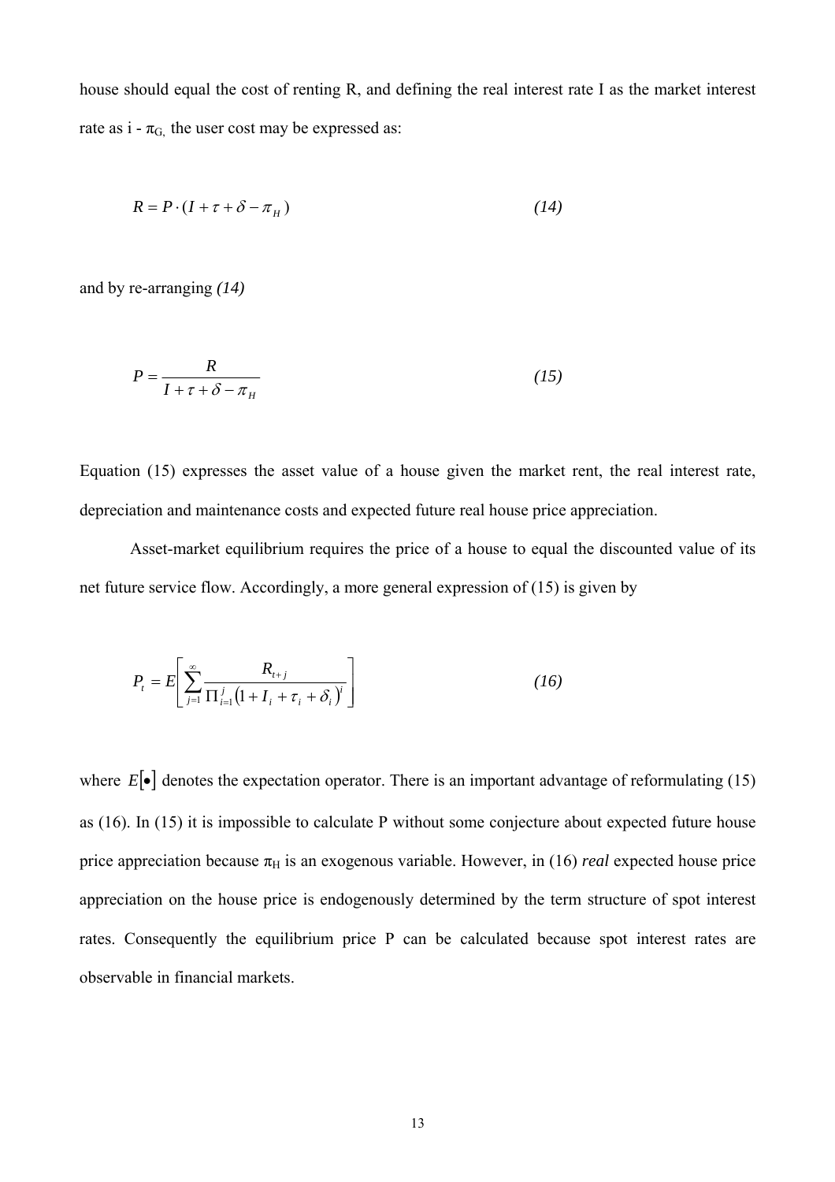house should equal the cost of renting R, and defining the real interest rate I as the market interest rate as i - $\pi_G$, the user cost may be expressed as:

$$R = P \cdot (I + \tau + \delta - \pi_H) \tag{14}$$

and by re-arranging *(14)*

$$P = \frac{R}{I + \tau + \delta - \pi_H} \tag{15}$$

Equation (15) expresses the asset value of a house given the market rent, the real interest rate, depreciation and maintenance costs and expected future real house price appreciation.

Asset-market equilibrium requires the price of a house to equal the discounted value of its net future service flow. Accordingly, a more general expression of (15) is given by

$$P_t = E\left[\sum_{j=1}^{\infty} \frac{R_{t+j}}{\Pi_{i=1}^{j}\left(1 + I_i + \tau_i + \delta_i\right)^i}\right] \tag{16}$$

where $E[\bullet]$ denotes the expectation operator. There is an important advantage of reformulating (15) as (16). In (15) it is impossible to calculate P without some conjecture about expected future house price appreciation because $\pi_H$ is an exogenous variable. However, in (16) *real* expected house price appreciation on the house price is endogenously determined by the term structure of spot interest rates. Consequently the equilibrium price P can be calculated because spot interest rates are observable in financial markets.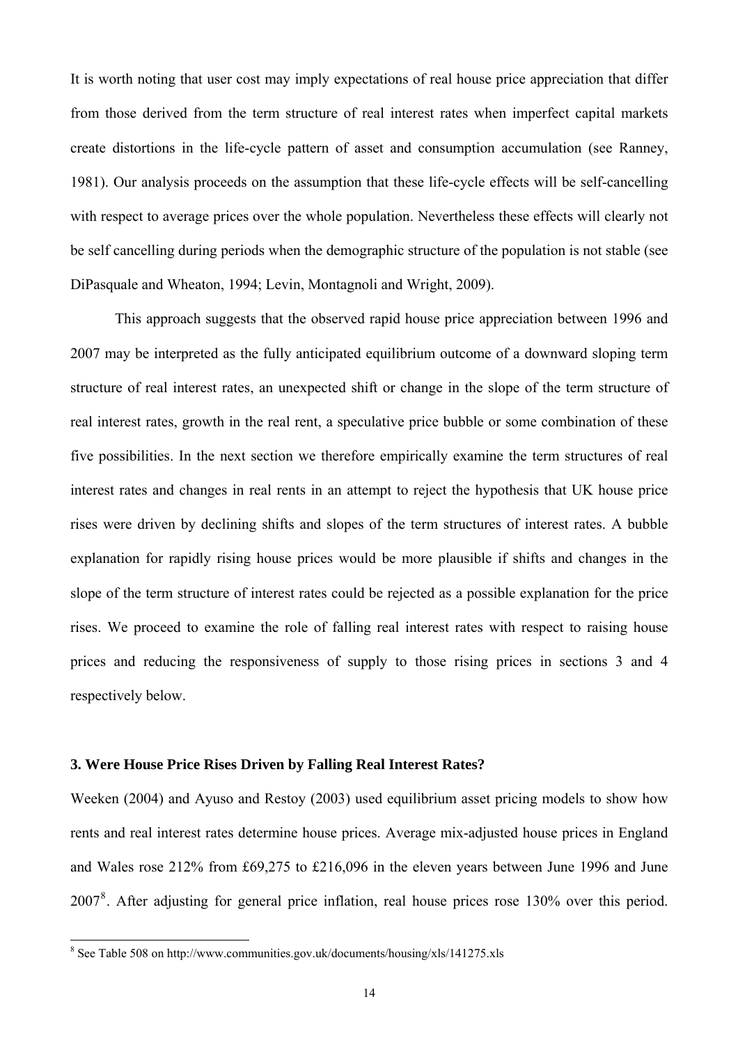It is worth noting that user cost may imply expectations of real house price appreciation that differ from those derived from the term structure of real interest rates when imperfect capital markets create distortions in the life-cycle pattern of asset and consumption accumulation (see Ranney, 1981). Our analysis proceeds on the assumption that these life-cycle effects will be self-cancelling with respect to average prices over the whole population. Nevertheless these effects will clearly not be self cancelling during periods when the demographic structure of the population is not stable (see DiPasquale and Wheaton, 1994; Levin, Montagnoli and Wright, 2009).

This approach suggests that the observed rapid house price appreciation between 1996 and 2007 may be interpreted as the fully anticipated equilibrium outcome of a downward sloping term structure of real interest rates, an unexpected shift or change in the slope of the term structure of real interest rates, growth in the real rent, a speculative price bubble or some combination of these five possibilities. In the next section we therefore empirically examine the term structures of real interest rates and changes in real rents in an attempt to reject the hypothesis that UK house price rises were driven by declining shifts and slopes of the term structures of interest rates. A bubble explanation for rapidly rising house prices would be more plausible if shifts and changes in the slope of the term structure of interest rates could be rejected as a possible explanation for the price rises. We proceed to examine the role of falling real interest rates with respect to raising house prices and reducing the responsiveness of supply to those rising prices in sections 3 and 4 respectively below.

### 3. Were House Price Rises Driven by Falling Real Interest Rates?

Weeken (2004) and Ayuso and Restoy (2003) used equilibrium asset pricing models to show how rents and real interest rates determine house prices. Average mix-adjusted house prices in England and Wales rose 212% from £69,275 to £216,096 in the eleven years between June 1996 and June 2007[8]. After adjusting for general price inflation, real house prices rose 130% over this period.

[8] See Table 508 on http://www.communities.gov.uk/documents/housing/xls/141275.xls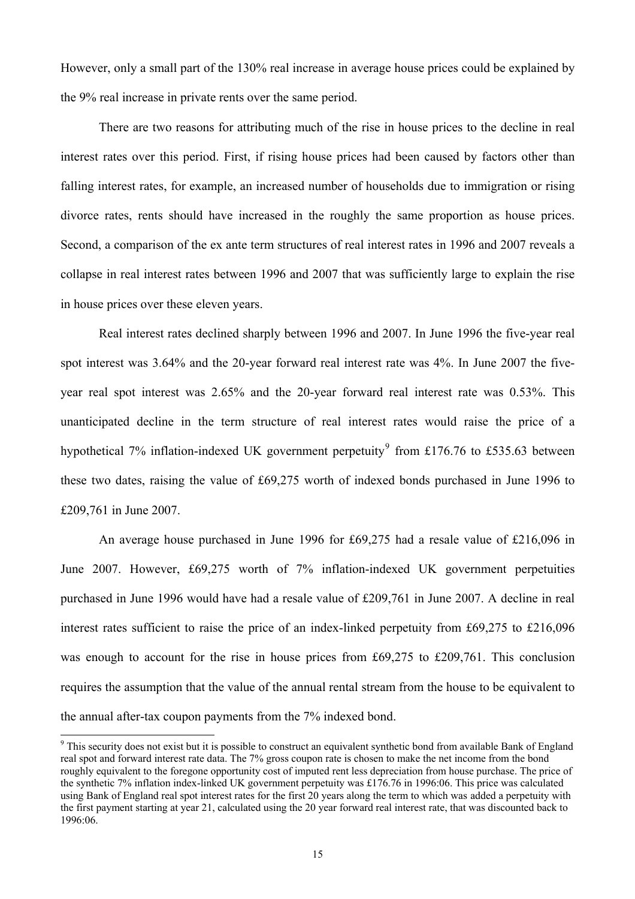However, only a small part of the 130% real increase in average house prices could be explained by the 9% real increase in private rents over the same period.

There are two reasons for attributing much of the rise in house prices to the decline in real interest rates over this period. First, if rising house prices had been caused by factors other than falling interest rates, for example, an increased number of households due to immigration or rising divorce rates, rents should have increased in the roughly the same proportion as house prices. Second, a comparison of the ex ante term structures of real interest rates in 1996 and 2007 reveals a collapse in real interest rates between 1996 and 2007 that was sufficiently large to explain the rise in house prices over these eleven years.

Real interest rates declined sharply between 1996 and 2007. In June 1996 the five-year real spot interest was 3.64% and the 20-year forward real interest rate was 4%. In June 2007 the five-year real spot interest was 2.65% and the 20-year forward real interest rate was 0.53%. This unanticipated decline in the term structure of real interest rates would raise the price of a hypothetical 7% inflation-indexed UK government perpetuity[9] from £176.76 to £535.63 between these two dates, raising the value of £69,275 worth of indexed bonds purchased in June 1996 to £209,761 in June 2007.

An average house purchased in June 1996 for £69,275 had a resale value of £216,096 in June 2007. However, £69,275 worth of 7% inflation-indexed UK government perpetuities purchased in June 1996 would have had a resale value of £209,761 in June 2007. A decline in real interest rates sufficient to raise the price of an index-linked perpetuity from £69,275 to £216,096 was enough to account for the rise in house prices from £69,275 to £209,761. This conclusion requires the assumption that the value of the annual rental stream from the house to be equivalent to the annual after-tax coupon payments from the 7% indexed bond.

[9] This security does not exist but it is possible to construct an equivalent synthetic bond from available Bank of England real spot and forward interest rate data. The 7% gross coupon rate is chosen to make the net income from the bond roughly equivalent to the foregone opportunity cost of imputed rent less depreciation from house purchase. The price of the synthetic 7% inflation index-linked UK government perpetuity was £176.76 in 1996:06. This price was calculated using Bank of England real spot interest rates for the first 20 years along the term to which was added a perpetuity with the first payment starting at year 21, calculated using the 20 year forward real interest rate, that was discounted back to 1996:06.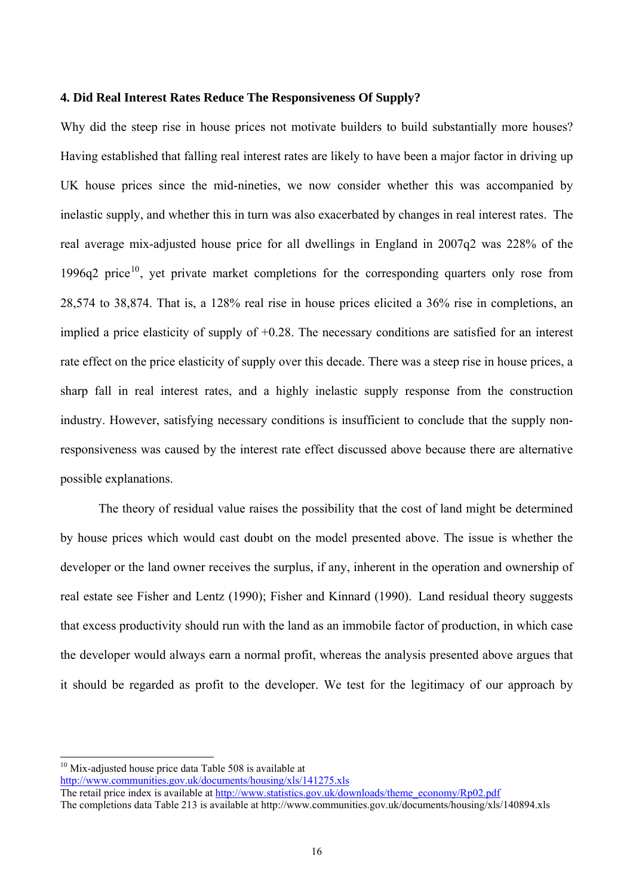### 4. Did Real Interest Rates Reduce The Responsiveness Of Supply?

Why did the steep rise in house prices not motivate builders to build substantially more houses? Having established that falling real interest rates are likely to have been a major factor in driving up UK house prices since the mid-nineties, we now consider whether this was accompanied by inelastic supply, and whether this in turn was also exacerbated by changes in real interest rates. The real average mix-adjusted house price for all dwellings in England in 2007q2 was 228% of the 1996q2 price[10], yet private market completions for the corresponding quarters only rose from 28,574 to 38,874. That is, a 128% real rise in house prices elicited a 36% rise in completions, an implied a price elasticity of supply of +0.28. The necessary conditions are satisfied for an interest rate effect on the price elasticity of supply over this decade. There was a steep rise in house prices, a sharp fall in real interest rates, and a highly inelastic supply response from the construction industry. However, satisfying necessary conditions is insufficient to conclude that the supply non-responsiveness was caused by the interest rate effect discussed above because there are alternative possible explanations.

The theory of residual value raises the possibility that the cost of land might be determined by house prices which would cast doubt on the model presented above. The issue is whether the developer or the land owner receives the surplus, if any, inherent in the operation and ownership of real estate see Fisher and Lentz (1990); Fisher and Kinnard (1990). Land residual theory suggests that excess productivity should run with the land as an immobile factor of production, in which case the developer would always earn a normal profit, whereas the analysis presented above argues that it should be regarded as profit to the developer. We test for the legitimacy of our approach by

---

[10] Mix-adjusted house price data Table 508 is available at http://www.communities.gov.uk/documents/housing/xls/141275.xls
The retail price index is available at http://www.statistics.gov.uk/downloads/theme_economy/Rp02.pdf
The completions data Table 213 is available at http://www.communities.gov.uk/documents/housing/xls/140894.xls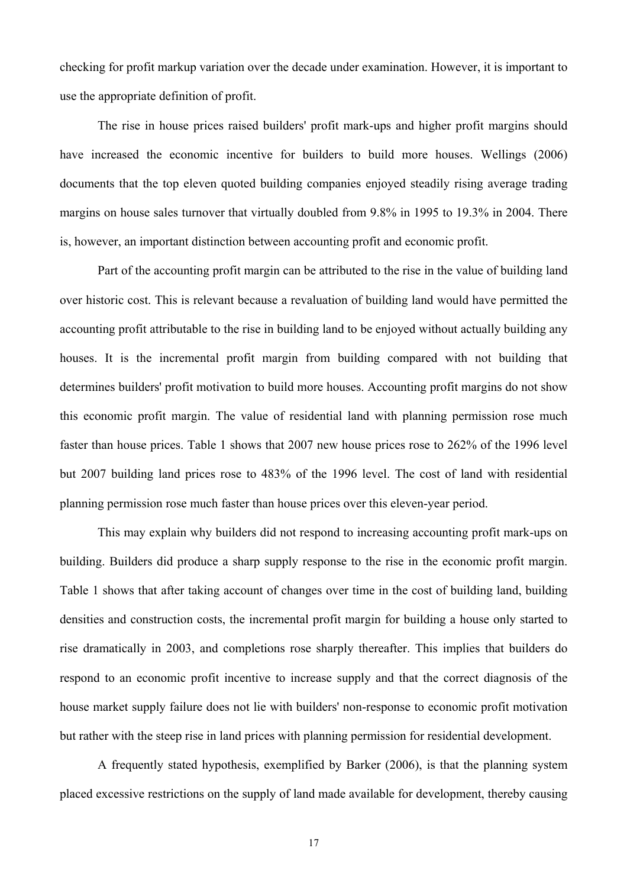checking for profit markup variation over the decade under examination. However, it is important to use the appropriate definition of profit.

The rise in house prices raised builders' profit mark-ups and higher profit margins should have increased the economic incentive for builders to build more houses. Wellings (2006) documents that the top eleven quoted building companies enjoyed steadily rising average trading margins on house sales turnover that virtually doubled from 9.8% in 1995 to 19.3% in 2004. There is, however, an important distinction between accounting profit and economic profit.

Part of the accounting profit margin can be attributed to the rise in the value of building land over historic cost. This is relevant because a revaluation of building land would have permitted the accounting profit attributable to the rise in building land to be enjoyed without actually building any houses. It is the incremental profit margin from building compared with not building that determines builders' profit motivation to build more houses. Accounting profit margins do not show this economic profit margin. The value of residential land with planning permission rose much faster than house prices. Table 1 shows that 2007 new house prices rose to 262% of the 1996 level but 2007 building land prices rose to 483% of the 1996 level. The cost of land with residential planning permission rose much faster than house prices over this eleven-year period.

This may explain why builders did not respond to increasing accounting profit mark-ups on building. Builders did produce a sharp supply response to the rise in the economic profit margin. Table 1 shows that after taking account of changes over time in the cost of building land, building densities and construction costs, the incremental profit margin for building a house only started to rise dramatically in 2003, and completions rose sharply thereafter. This implies that builders do respond to an economic profit incentive to increase supply and that the correct diagnosis of the house market supply failure does not lie with builders' non-response to economic profit motivation but rather with the steep rise in land prices with planning permission for residential development.

A frequently stated hypothesis, exemplified by Barker (2006), is that the planning system placed excessive restrictions on the supply of land made available for development, thereby causing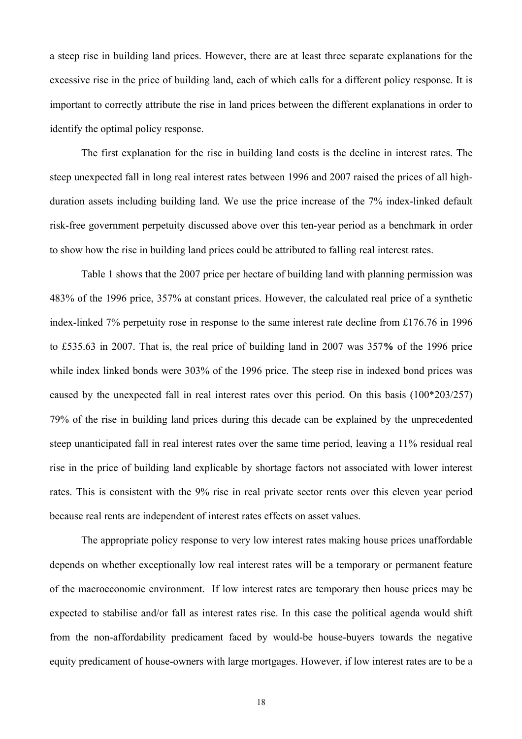a steep rise in building land prices. However, there are at least three separate explanations for the excessive rise in the price of building land, each of which calls for a different policy response. It is important to correctly attribute the rise in land prices between the different explanations in order to identify the optimal policy response.

The first explanation for the rise in building land costs is the decline in interest rates. The steep unexpected fall in long real interest rates between 1996 and 2007 raised the prices of all high-duration assets including building land. We use the price increase of the 7% index-linked default risk-free government perpetuity discussed above over this ten-year period as a benchmark in order to show how the rise in building land prices could be attributed to falling real interest rates.

Table 1 shows that the 2007 price per hectare of building land with planning permission was 483% of the 1996 price, 357% at constant prices. However, the calculated real price of a synthetic index-linked 7% perpetuity rose in response to the same interest rate decline from £176.76 in 1996 to £535.63 in 2007. That is, the real price of building land in 2007 was 357**%** of the 1996 price while index linked bonds were 303% of the 1996 price. The steep rise in indexed bond prices was caused by the unexpected fall in real interest rates over this period. On this basis (100*203/257) 79% of the rise in building land prices during this decade can be explained by the unprecedented steep unanticipated fall in real interest rates over the same time period, leaving a 11% residual real rise in the price of building land explicable by shortage factors not associated with lower interest rates. This is consistent with the 9% rise in real private sector rents over this eleven year period because real rents are independent of interest rates effects on asset values.

The appropriate policy response to very low interest rates making house prices unaffordable depends on whether exceptionally low real interest rates will be a temporary or permanent feature of the macroeconomic environment. If low interest rates are temporary then house prices may be expected to stabilise and/or fall as interest rates rise. In this case the political agenda would shift from the non-affordability predicament faced by would-be house-buyers towards the negative equity predicament of house-owners with large mortgages. However, if low interest rates are to be a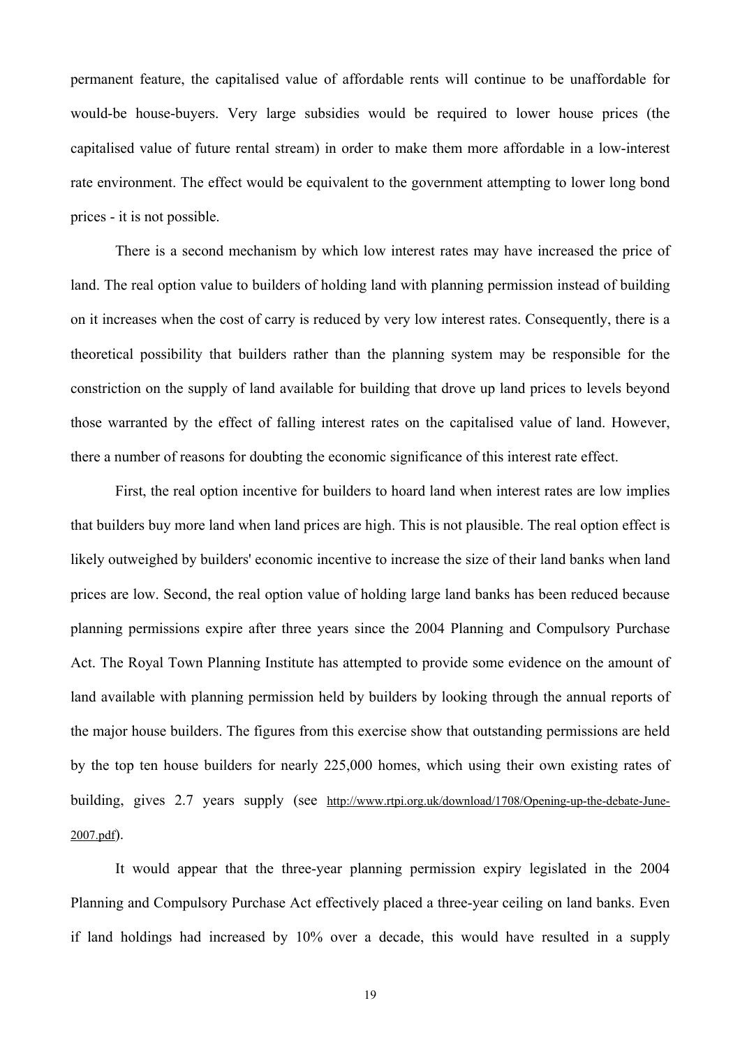permanent feature, the capitalised value of affordable rents will continue to be unaffordable for would-be house-buyers. Very large subsidies would be required to lower house prices (the capitalised value of future rental stream) in order to make them more affordable in a low-interest rate environment. The effect would be equivalent to the government attempting to lower long bond prices - it is not possible.

There is a second mechanism by which low interest rates may have increased the price of land. The real option value to builders of holding land with planning permission instead of building on it increases when the cost of carry is reduced by very low interest rates. Consequently, there is a theoretical possibility that builders rather than the planning system may be responsible for the constriction on the supply of land available for building that drove up land prices to levels beyond those warranted by the effect of falling interest rates on the capitalised value of land. However, there a number of reasons for doubting the economic significance of this interest rate effect.

First, the real option incentive for builders to hoard land when interest rates are low implies that builders buy more land when land prices are high. This is not plausible. The real option effect is likely outweighed by builders' economic incentive to increase the size of their land banks when land prices are low. Second, the real option value of holding large land banks has been reduced because planning permissions expire after three years since the 2004 Planning and Compulsory Purchase Act. The Royal Town Planning Institute has attempted to provide some evidence on the amount of land available with planning permission held by builders by looking through the annual reports of the major house builders. The figures from this exercise show that outstanding permissions are held by the top ten house builders for nearly 225,000 homes, which using their own existing rates of building, gives 2.7 years supply (see http://www.rtpi.org.uk/download/1708/Opening-up-the-debate-June-2007.pdf).

It would appear that the three-year planning permission expiry legislated in the 2004 Planning and Compulsory Purchase Act effectively placed a three-year ceiling on land banks. Even if land holdings had increased by 10% over a decade, this would have resulted in a supply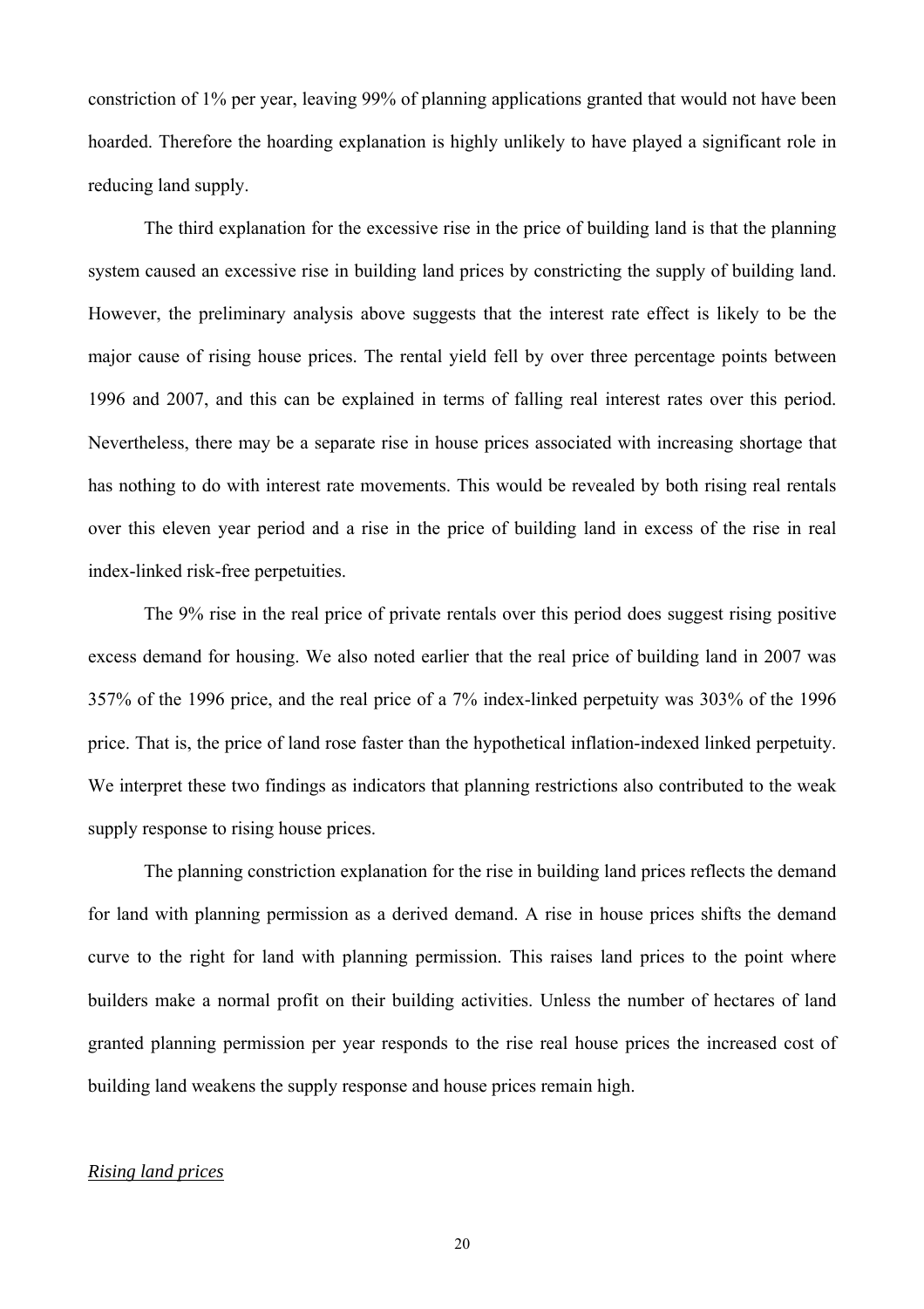constriction of 1% per year, leaving 99% of planning applications granted that would not have been hoarded. Therefore the hoarding explanation is highly unlikely to have played a significant role in reducing land supply.

The third explanation for the excessive rise in the price of building land is that the planning system caused an excessive rise in building land prices by constricting the supply of building land. However, the preliminary analysis above suggests that the interest rate effect is likely to be the major cause of rising house prices. The rental yield fell by over three percentage points between 1996 and 2007, and this can be explained in terms of falling real interest rates over this period. Nevertheless, there may be a separate rise in house prices associated with increasing shortage that has nothing to do with interest rate movements. This would be revealed by both rising real rentals over this eleven year period and a rise in the price of building land in excess of the rise in real index-linked risk-free perpetuities.

The 9% rise in the real price of private rentals over this period does suggest rising positive excess demand for housing. We also noted earlier that the real price of building land in 2007 was 357% of the 1996 price, and the real price of a 7% index-linked perpetuity was 303% of the 1996 price. That is, the price of land rose faster than the hypothetical inflation-indexed linked perpetuity. We interpret these two findings as indicators that planning restrictions also contributed to the weak supply response to rising house prices.

The planning constriction explanation for the rise in building land prices reflects the demand for land with planning permission as a derived demand. A rise in house prices shifts the demand curve to the right for land with planning permission. This raises land prices to the point where builders make a normal profit on their building activities. Unless the number of hectares of land granted planning permission per year responds to the rise real house prices the increased cost of building land weakens the supply response and house prices remain high.

*Rising land prices*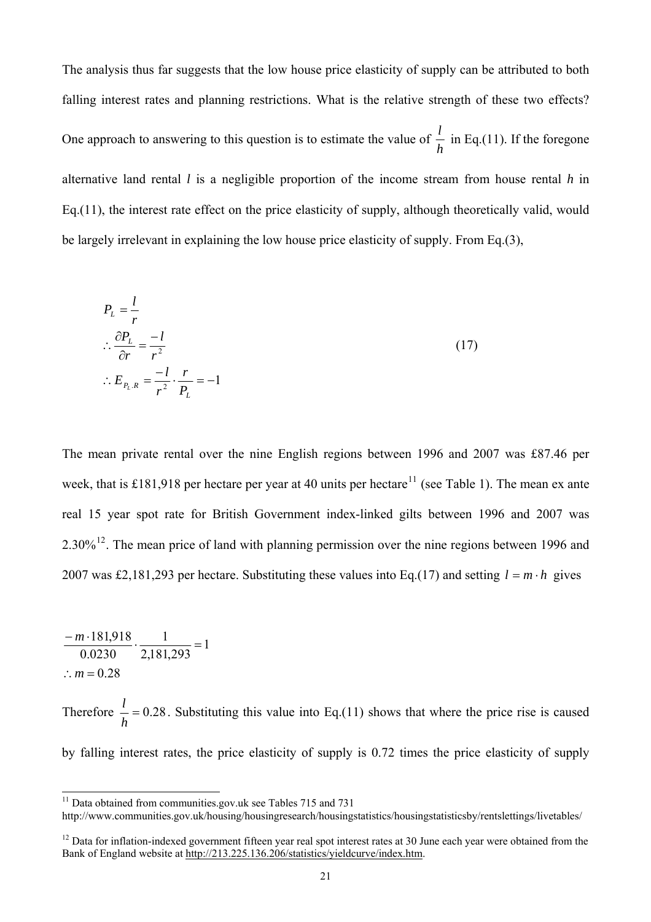The analysis thus far suggests that the low house price elasticity of supply can be attributed to both falling interest rates and planning restrictions. What is the relative strength of these two effects? One approach to answering to this question is to estimate the value of $\frac{l}{h}$ in Eq.(11). If the foregone alternative land rental $l$ is a negligible proportion of the income stream from house rental $h$ in Eq.(11), the interest rate effect on the price elasticity of supply, although theoretically valid, would be largely irrelevant in explaining the low house price elasticity of supply. From Eq.(3),

$$
\begin{aligned}
& P_L = \frac{l}{r} \\
& \therefore \frac{\partial P_L}{\partial r} = \frac{-l}{r^2} \\
& \therefore E_{P_L.R} = \frac{-l}{r^2} \cdot \frac{r}{P_L} = -1
\end{aligned} \tag{17}
$$

The mean private rental over the nine English regions between 1996 and 2007 was £87.46 per week, that is £181,918 per hectare per year at 40 units per hectare[11] (see Table 1). The mean ex ante real 15 year spot rate for British Government index-linked gilts between 1996 and 2007 was 2.30%[12]. The mean price of land with planning permission over the nine regions between 1996 and 2007 was £2,181,293 per hectare. Substituting these values into Eq.(17) and setting $l = m \cdot h$ gives

$$
\begin{aligned}
& \frac{-m \cdot 181{,}918}{0.0230} \cdot \frac{1}{2{,}181{,}293} = 1 \\
& \therefore m = 0.28
\end{aligned}
$$

Therefore $\frac{l}{h} = 0.28$. Substituting this value into Eq.(11) shows that where the price rise is caused by falling interest rates, the price elasticity of supply is 0.72 times the price elasticity of supply

---

[11] Data obtained from communities.gov.uk see Tables 715 and 731 http://www.communities.gov.uk/housing/housingresearch/housingstatistics/housingstatisticsby/rentslettings/livetables/

[12] Data for inflation-indexed government fifteen year real spot interest rates at 30 June each year were obtained from the Bank of England website at http://213.225.136.206/statistics/yieldcurve/index.htm.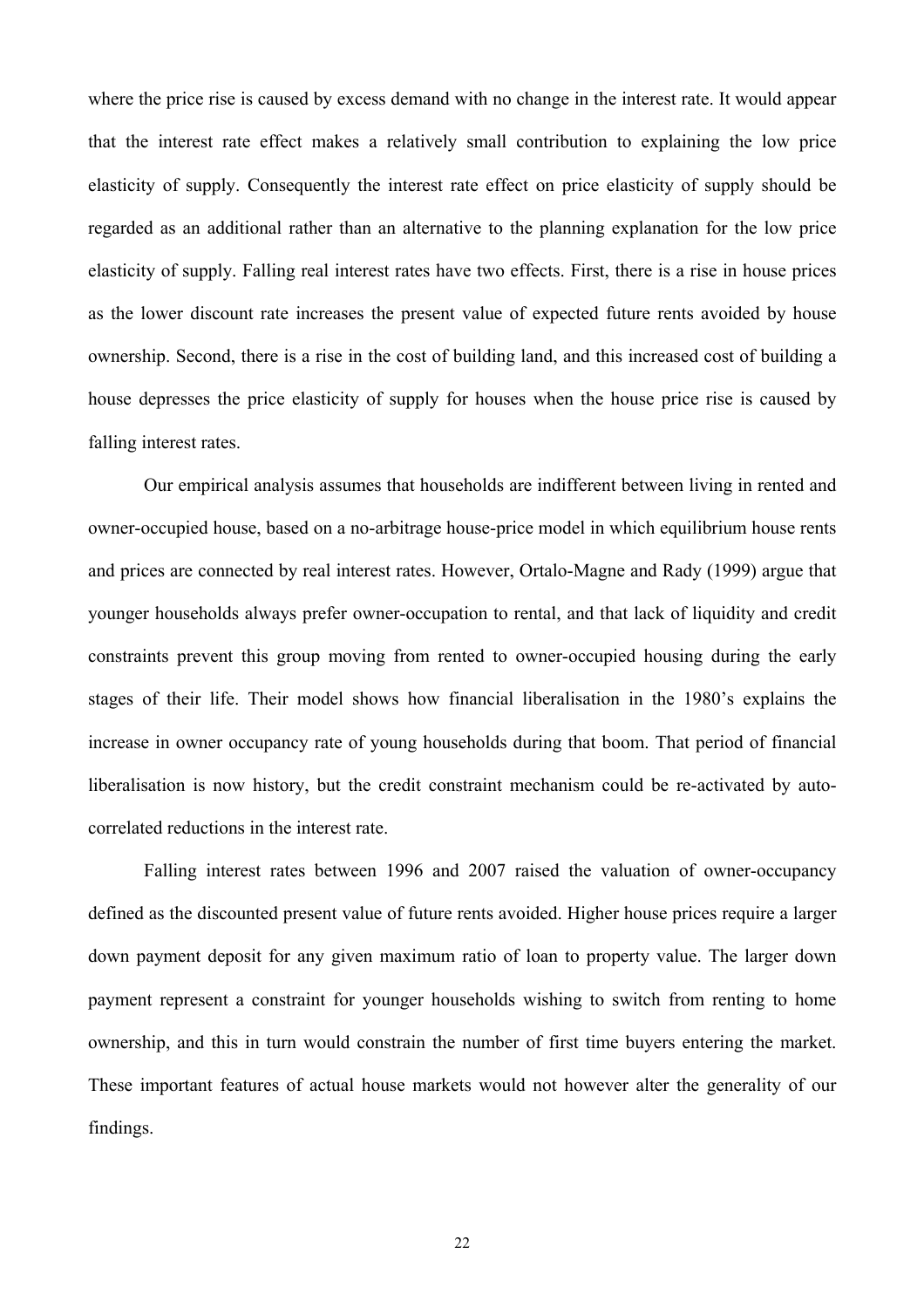where the price rise is caused by excess demand with no change in the interest rate. It would appear that the interest rate effect makes a relatively small contribution to explaining the low price elasticity of supply. Consequently the interest rate effect on price elasticity of supply should be regarded as an additional rather than an alternative to the planning explanation for the low price elasticity of supply. Falling real interest rates have two effects. First, there is a rise in house prices as the lower discount rate increases the present value of expected future rents avoided by house ownership. Second, there is a rise in the cost of building land, and this increased cost of building a house depresses the price elasticity of supply for houses when the house price rise is caused by falling interest rates.

Our empirical analysis assumes that households are indifferent between living in rented and owner-occupied house, based on a no-arbitrage house-price model in which equilibrium house rents and prices are connected by real interest rates. However, Ortalo-Magne and Rady (1999) argue that younger households always prefer owner-occupation to rental, and that lack of liquidity and credit constraints prevent this group moving from rented to owner-occupied housing during the early stages of their life. Their model shows how financial liberalisation in the 1980's explains the increase in owner occupancy rate of young households during that boom. That period of financial liberalisation is now history, but the credit constraint mechanism could be re-activated by auto-correlated reductions in the interest rate.

Falling interest rates between 1996 and 2007 raised the valuation of owner-occupancy defined as the discounted present value of future rents avoided. Higher house prices require a larger down payment deposit for any given maximum ratio of loan to property value. The larger down payment represent a constraint for younger households wishing to switch from renting to home ownership, and this in turn would constrain the number of first time buyers entering the market. These important features of actual house markets would not however alter the generality of our findings.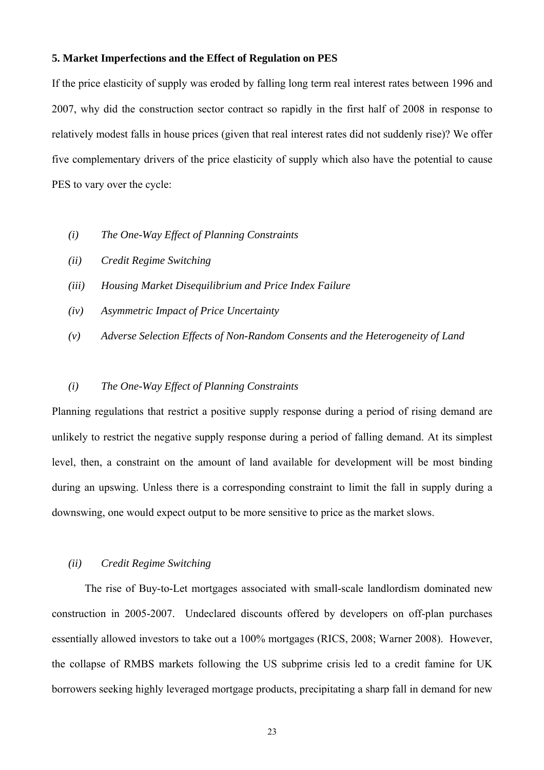## 5. Market Imperfections and the Effect of Regulation on PES

If the price elasticity of supply was eroded by falling long term real interest rates between 1996 and 2007, why did the construction sector contract so rapidly in the first half of 2008 in response to relatively modest falls in house prices (given that real interest rates did not suddenly rise)? We offer five complementary drivers of the price elasticity of supply which also have the potential to cause PES to vary over the cycle:

- *(i) The One-Way Effect of Planning Constraints*
- *(ii) Credit Regime Switching*
- *(iii) Housing Market Disequilibrium and Price Index Failure*
- *(iv) Asymmetric Impact of Price Uncertainty*
- *(v) Adverse Selection Effects of Non-Random Consents and the Heterogeneity of Land*

### *(i) The One-Way Effect of Planning Constraints*

Planning regulations that restrict a positive supply response during a period of rising demand are unlikely to restrict the negative supply response during a period of falling demand. At its simplest level, then, a constraint on the amount of land available for development will be most binding during an upswing. Unless there is a corresponding constraint to limit the fall in supply during a downswing, one would expect output to be more sensitive to price as the market slows.

### *(ii) Credit Regime Switching*

The rise of Buy-to-Let mortgages associated with small-scale landlordism dominated new construction in 2005-2007. Undeclared discounts offered by developers on off-plan purchases essentially allowed investors to take out a 100% mortgages (RICS, 2008; Warner 2008). However, the collapse of RMBS markets following the US subprime crisis led to a credit famine for UK borrowers seeking highly leveraged mortgage products, precipitating a sharp fall in demand for new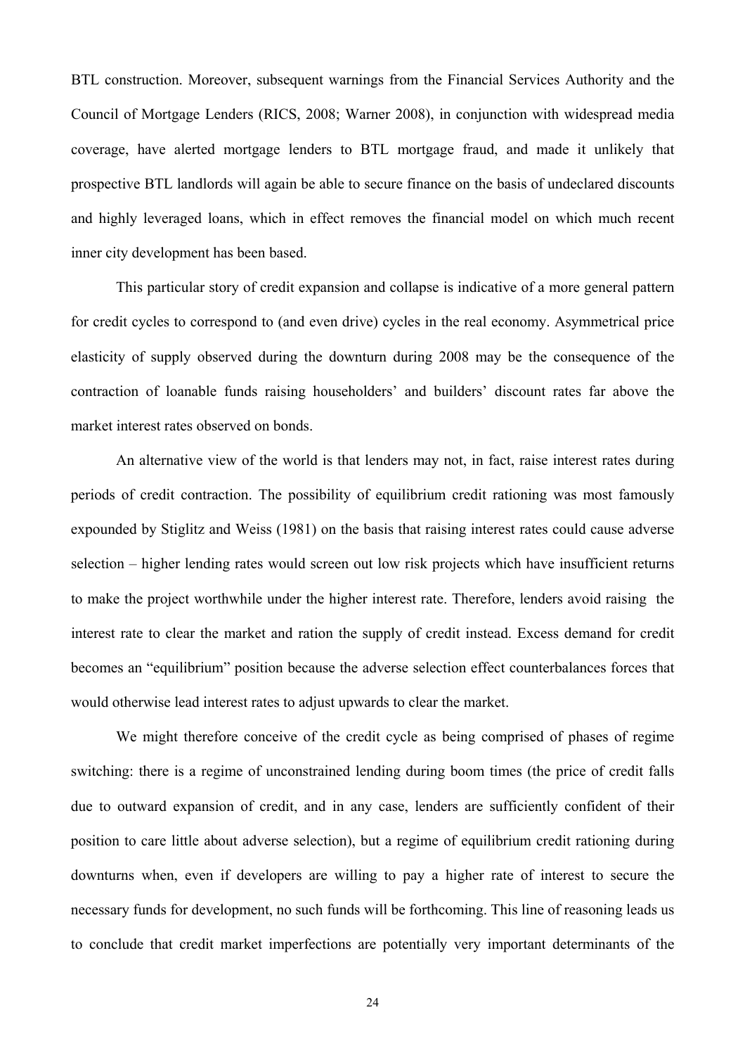BTL construction. Moreover, subsequent warnings from the Financial Services Authority and the Council of Mortgage Lenders (RICS, 2008; Warner 2008), in conjunction with widespread media coverage, have alerted mortgage lenders to BTL mortgage fraud, and made it unlikely that prospective BTL landlords will again be able to secure finance on the basis of undeclared discounts and highly leveraged loans, which in effect removes the financial model on which much recent inner city development has been based.

This particular story of credit expansion and collapse is indicative of a more general pattern for credit cycles to correspond to (and even drive) cycles in the real economy. Asymmetrical price elasticity of supply observed during the downturn during 2008 may be the consequence of the contraction of loanable funds raising householders' and builders' discount rates far above the market interest rates observed on bonds.

An alternative view of the world is that lenders may not, in fact, raise interest rates during periods of credit contraction. The possibility of equilibrium credit rationing was most famously expounded by Stiglitz and Weiss (1981) on the basis that raising interest rates could cause adverse selection – higher lending rates would screen out low risk projects which have insufficient returns to make the project worthwhile under the higher interest rate. Therefore, lenders avoid raising the interest rate to clear the market and ration the supply of credit instead. Excess demand for credit becomes an "equilibrium" position because the adverse selection effect counterbalances forces that would otherwise lead interest rates to adjust upwards to clear the market.

We might therefore conceive of the credit cycle as being comprised of phases of regime switching: there is a regime of unconstrained lending during boom times (the price of credit falls due to outward expansion of credit, and in any case, lenders are sufficiently confident of their position to care little about adverse selection), but a regime of equilibrium credit rationing during downturns when, even if developers are willing to pay a higher rate of interest to secure the necessary funds for development, no such funds will be forthcoming. This line of reasoning leads us to conclude that credit market imperfections are potentially very important determinants of the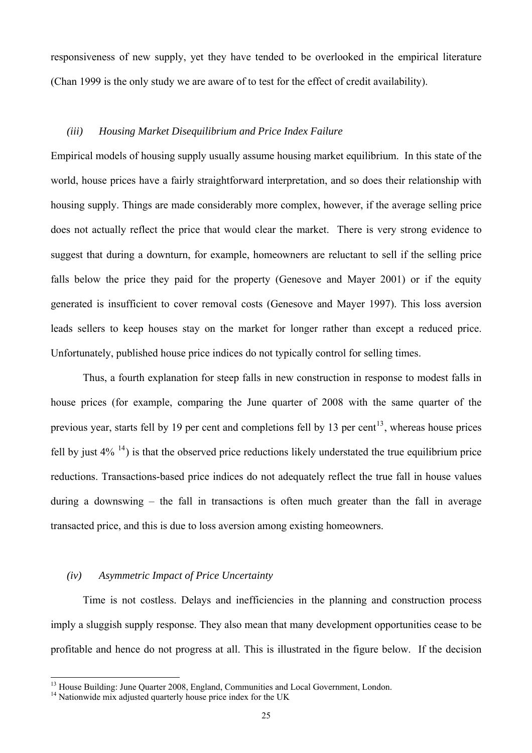responsiveness of new supply, yet they have tended to be overlooked in the empirical literature (Chan 1999 is the only study we are aware of to test for the effect of credit availability).

### *(iii) Housing Market Disequilibrium and Price Index Failure*

Empirical models of housing supply usually assume housing market equilibrium. In this state of the world, house prices have a fairly straightforward interpretation, and so does their relationship with housing supply. Things are made considerably more complex, however, if the average selling price does not actually reflect the price that would clear the market. There is very strong evidence to suggest that during a downturn, for example, homeowners are reluctant to sell if the selling price falls below the price they paid for the property (Genesove and Mayer 2001) or if the equity generated is insufficient to cover removal costs (Genesove and Mayer 1997). This loss aversion leads sellers to keep houses stay on the market for longer rather than except a reduced price. Unfortunately, published house price indices do not typically control for selling times.

Thus, a fourth explanation for steep falls in new construction in response to modest falls in house prices (for example, comparing the June quarter of 2008 with the same quarter of the previous year, starts fell by 19 per cent and completions fell by 13 per cent[13], whereas house prices fell by just 4% [14]) is that the observed price reductions likely understated the true equilibrium price reductions. Transactions-based price indices do not adequately reflect the true fall in house values during a downswing – the fall in transactions is often much greater than the fall in average transacted price, and this is due to loss aversion among existing homeowners.

### *(iv) Asymmetric Impact of Price Uncertainty*

Time is not costless. Delays and inefficiencies in the planning and construction process imply a sluggish supply response. They also mean that many development opportunities cease to be profitable and hence do not progress at all. This is illustrated in the figure below. If the decision

[13] House Building: June Quarter 2008, England, Communities and Local Government, London.

[14] Nationwide mix adjusted quarterly house price index for the UK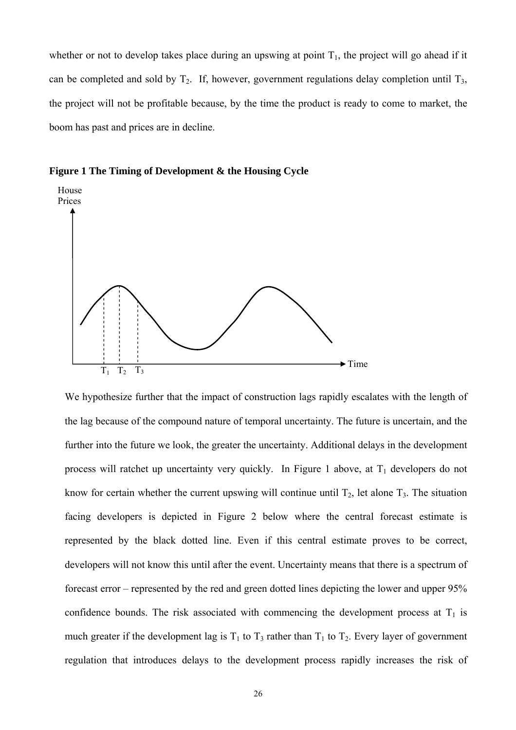whether or not to develop takes place during an upswing at point $T_1$, the project will go ahead if it can be completed and sold by $T_2$. If, however, government regulations delay completion until $T_3$, the project will not be profitable because, by the time the product is ready to come to market, the boom has past and prices are in decline.

**Figure 1 The Timing of Development & the Housing Cycle**

We hypothesize further that the impact of construction lags rapidly escalates with the length of the lag because of the compound nature of temporal uncertainty. The future is uncertain, and the further into the future we look, the greater the uncertainty. Additional delays in the development process will ratchet up uncertainty very quickly. In Figure 1 above, at $T_1$ developers do not know for certain whether the current upswing will continue until $T_2$, let alone $T_3$. The situation facing developers is depicted in Figure 2 below where the central forecast estimate is represented by the black dotted line. Even if this central estimate proves to be correct, developers will not know this until after the event. Uncertainty means that there is a spectrum of forecast error – represented by the red and green dotted lines depicting the lower and upper 95% confidence bounds. The risk associated with commencing the development process at $T_1$ is much greater if the development lag is $T_1$ to $T_3$ rather than $T_1$ to $T_2$. Every layer of government regulation that introduces delays to the development process rapidly increases the risk of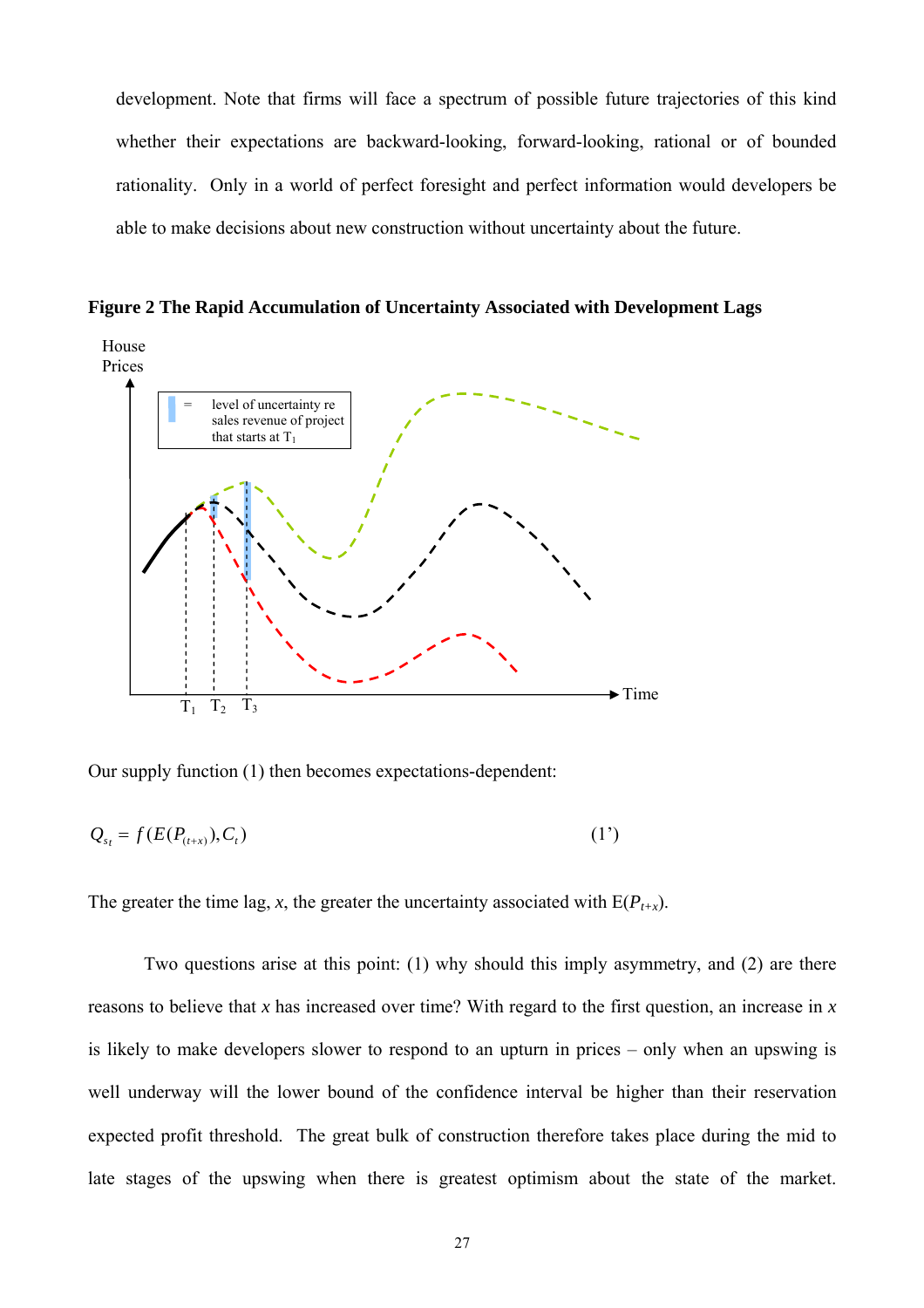development. Note that firms will face a spectrum of possible future trajectories of this kind whether their expectations are backward-looking, forward-looking, rational or of bounded rationality. Only in a world of perfect foresight and perfect information would developers be able to make decisions about new construction without uncertainty about the future.

**Figure 2 The Rapid Accumulation of Uncertainty Associated with Development Lags**

Our supply function (1) then becomes expectations-dependent:

$$Q_{s_t} = f(E(P_{(t+x)}), C_t) \tag{1'}$$

The greater the time lag, $x$, the greater the uncertainty associated with $E(P_{t+x})$.

Two questions arise at this point: (1) why should this imply asymmetry, and (2) are there reasons to believe that $x$ has increased over time? With regard to the first question, an increase in $x$ is likely to make developers slower to respond to an upturn in prices – only when an upswing is well underway will the lower bound of the confidence interval be higher than their reservation expected profit threshold. The great bulk of construction therefore takes place during the mid to late stages of the upswing when there is greatest optimism about the state of the market.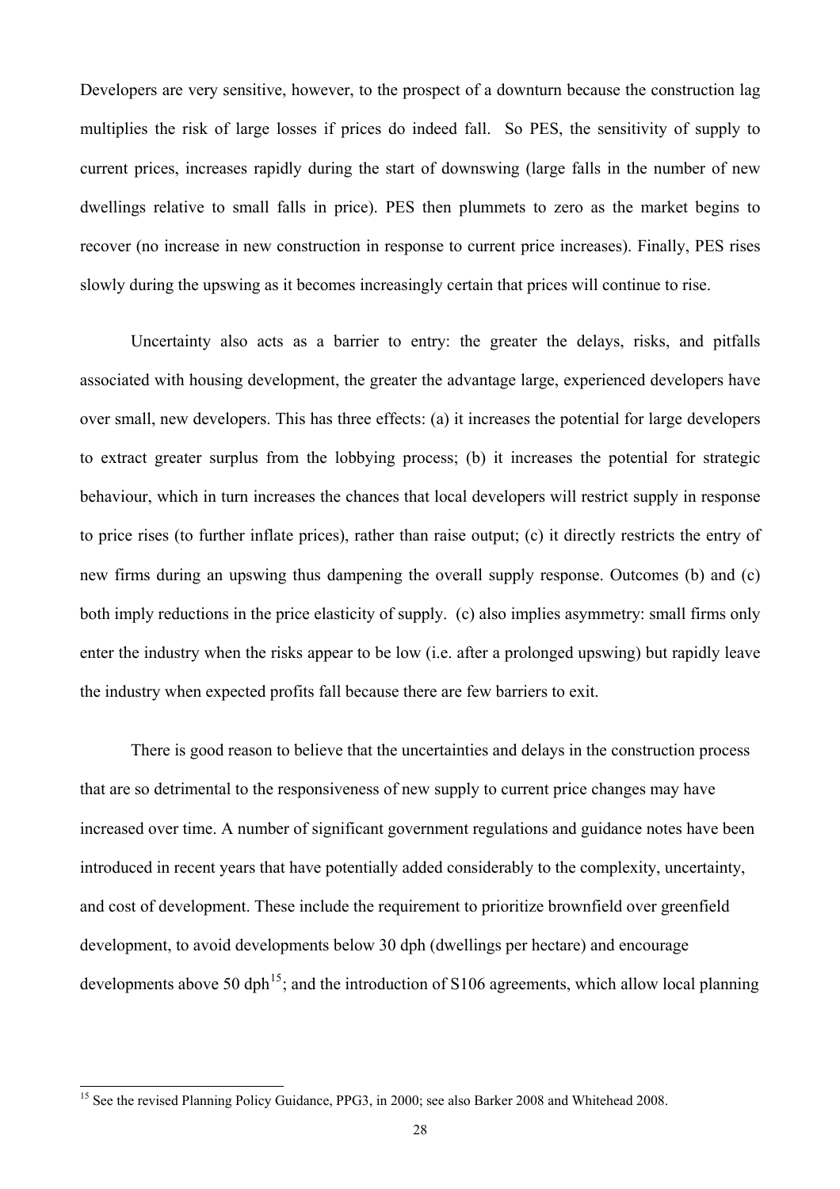Developers are very sensitive, however, to the prospect of a downturn because the construction lag multiplies the risk of large losses if prices do indeed fall. So PES, the sensitivity of supply to current prices, increases rapidly during the start of downswing (large falls in the number of new dwellings relative to small falls in price). PES then plummets to zero as the market begins to recover (no increase in new construction in response to current price increases). Finally, PES rises slowly during the upswing as it becomes increasingly certain that prices will continue to rise.

Uncertainty also acts as a barrier to entry: the greater the delays, risks, and pitfalls associated with housing development, the greater the advantage large, experienced developers have over small, new developers. This has three effects: (a) it increases the potential for large developers to extract greater surplus from the lobbying process; (b) it increases the potential for strategic behaviour, which in turn increases the chances that local developers will restrict supply in response to price rises (to further inflate prices), rather than raise output; (c) it directly restricts the entry of new firms during an upswing thus dampening the overall supply response. Outcomes (b) and (c) both imply reductions in the price elasticity of supply. (c) also implies asymmetry: small firms only enter the industry when the risks appear to be low (i.e. after a prolonged upswing) but rapidly leave the industry when expected profits fall because there are few barriers to exit.

There is good reason to believe that the uncertainties and delays in the construction process that are so detrimental to the responsiveness of new supply to current price changes may have increased over time. A number of significant government regulations and guidance notes have been introduced in recent years that have potentially added considerably to the complexity, uncertainty, and cost of development. These include the requirement to prioritize brownfield over greenfield development, to avoid developments below 30 dph (dwellings per hectare) and encourage developments above 50 dph[15]; and the introduction of S106 agreements, which allow local planning

[15] See the revised Planning Policy Guidance, PPG3, in 2000; see also Barker 2008 and Whitehead 2008.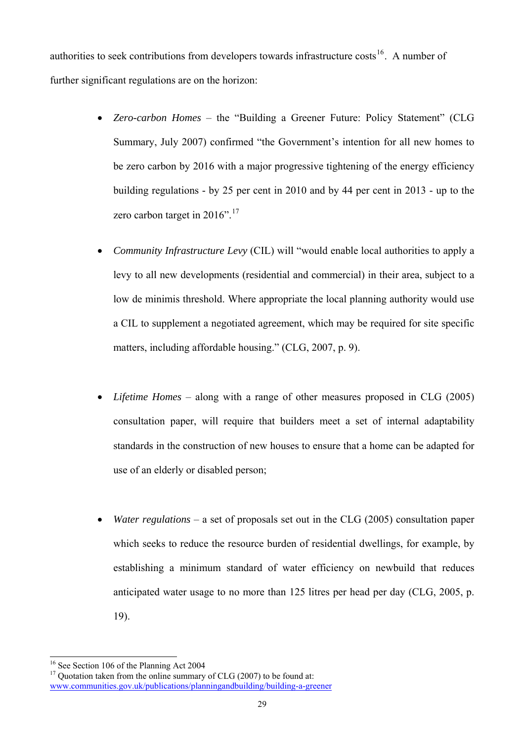authorities to seek contributions from developers towards infrastructure costs[16]. A number of further significant regulations are on the horizon:

- *Zero-carbon Homes* – the "Building a Greener Future: Policy Statement" (CLG Summary, July 2007) confirmed "the Government's intention for all new homes to be zero carbon by 2016 with a major progressive tightening of the energy efficiency building regulations - by 25 per cent in 2010 and by 44 per cent in 2013 - up to the zero carbon target in 2016".[17]

- *Community Infrastructure Levy* (CIL) will "would enable local authorities to apply a levy to all new developments (residential and commercial) in their area, subject to a low de minimis threshold. Where appropriate the local planning authority would use a CIL to supplement a negotiated agreement, which may be required for site specific matters, including affordable housing." (CLG, 2007, p. 9).

- *Lifetime Homes* – along with a range of other measures proposed in CLG (2005) consultation paper, will require that builders meet a set of internal adaptability standards in the construction of new houses to ensure that a home can be adapted for use of an elderly or disabled person;

- *Water regulations* – a set of proposals set out in the CLG (2005) consultation paper which seeks to reduce the resource burden of residential dwellings, for example, by establishing a minimum standard of water efficiency on newbuild that reduces anticipated water usage to no more than 125 litres per head per day (CLG, 2005, p. 19).

---

[16] See Section 106 of the Planning Act 2004

[17] Quotation taken from the online summary of CLG (2007) to be found at: www.communities.gov.uk/publications/planningandbuilding/building-a-greener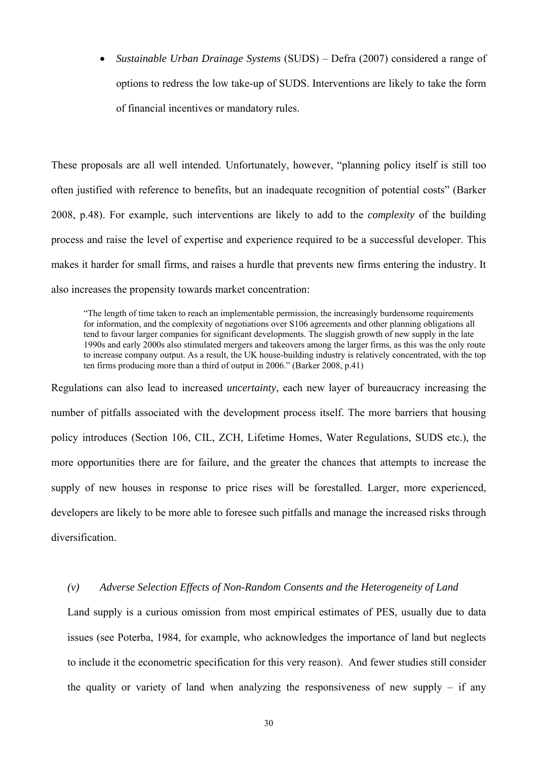- *Sustainable Urban Drainage Systems* (SUDS) – Defra (2007) considered a range of options to redress the low take-up of SUDS. Interventions are likely to take the form of financial incentives or mandatory rules.

These proposals are all well intended. Unfortunately, however, "planning policy itself is still too often justified with reference to benefits, but an inadequate recognition of potential costs" (Barker 2008, p.48). For example, such interventions are likely to add to the *complexity* of the building process and raise the level of expertise and experience required to be a successful developer. This makes it harder for small firms, and raises a hurdle that prevents new firms entering the industry. It also increases the propensity towards market concentration:

> "The length of time taken to reach an implementable permission, the increasingly burdensome requirements for information, and the complexity of negotiations over S106 agreements and other planning obligations all tend to favour larger companies for significant developments. The sluggish growth of new supply in the late 1990s and early 2000s also stimulated mergers and takeovers among the larger firms, as this was the only route to increase company output. As a result, the UK house-building industry is relatively concentrated, with the top ten firms producing more than a third of output in 2006." (Barker 2008, p.41)

Regulations can also lead to increased *uncertainty*, each new layer of bureaucracy increasing the number of pitfalls associated with the development process itself. The more barriers that housing policy introduces (Section 106, CIL, ZCH, Lifetime Homes, Water Regulations, SUDS etc.), the more opportunities there are for failure, and the greater the chances that attempts to increase the supply of new houses in response to price rises will be forestalled. Larger, more experienced, developers are likely to be more able to foresee such pitfalls and manage the increased risks through diversification.

### *(v) Adverse Selection Effects of Non-Random Consents and the Heterogeneity of Land*

Land supply is a curious omission from most empirical estimates of PES, usually due to data issues (see Poterba, 1984, for example, who acknowledges the importance of land but neglects to include it the econometric specification for this very reason). And fewer studies still consider the quality or variety of land when analyzing the responsiveness of new supply – if any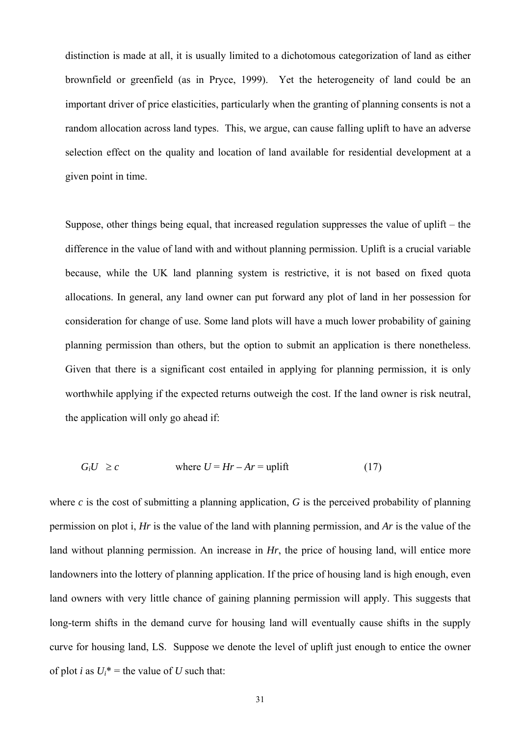distinction is made at all, it is usually limited to a dichotomous categorization of land as either brownfield or greenfield (as in Pryce, 1999). Yet the heterogeneity of land could be an important driver of price elasticities, particularly when the granting of planning consents is not a random allocation across land types. This, we argue, can cause falling uplift to have an adverse selection effect on the quality and location of land available for residential development at a given point in time.

Suppose, other things being equal, that increased regulation suppresses the value of uplift – the difference in the value of land with and without planning permission. Uplift is a crucial variable because, while the UK land planning system is restrictive, it is not based on fixed quota allocations. In general, any land owner can put forward any plot of land in her possession for consideration for change of use. Some land plots will have a much lower probability of gaining planning permission than others, but the option to submit an application is there nonetheless. Given that there is a significant cost entailed in applying for planning permission, it is only worthwhile applying if the expected returns outweigh the cost. If the land owner is risk neutral, the application will only go ahead if:

$$G_i U \geq c \qquad \text{where } U = Hr - Ar = \text{uplift} \tag{17}$$

where $c$ is the cost of submitting a planning application, $G$ is the perceived probability of planning permission on plot i, $Hr$ is the value of the land with planning permission, and $Ar$ is the value of the land without planning permission. An increase in $Hr$, the price of housing land, will entice more landowners into the lottery of planning application. If the price of housing land is high enough, even land owners with very little chance of gaining planning permission will apply. This suggests that long-term shifts in the demand curve for housing land will eventually cause shifts in the supply curve for housing land, LS. Suppose we denote the level of uplift just enough to entice the owner of plot $i$ as $U_i^*$ = the value of $U$ such that: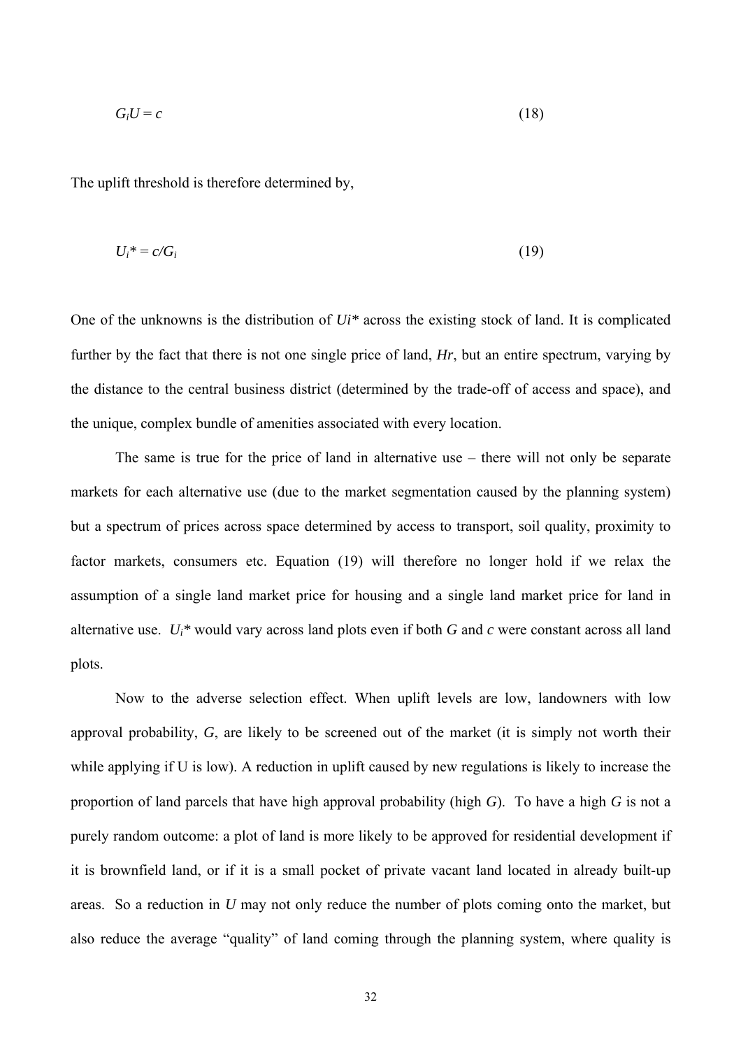$$G_iU = c \qquad (18)$$

The uplift threshold is therefore determined by,

$$U_i^* = c/G_i \qquad (19)$$

One of the unknowns is the distribution of $Ui^*$ across the existing stock of land. It is complicated further by the fact that there is not one single price of land, $Hr$, but an entire spectrum, varying by the distance to the central business district (determined by the trade-off of access and space), and the unique, complex bundle of amenities associated with every location.

The same is true for the price of land in alternative use – there will not only be separate markets for each alternative use (due to the market segmentation caused by the planning system) but a spectrum of prices across space determined by access to transport, soil quality, proximity to factor markets, consumers etc. Equation (19) will therefore no longer hold if we relax the assumption of a single land market price for housing and a single land market price for land in alternative use. $U_i^*$ would vary across land plots even if both $G$ and $c$ were constant across all land plots.

Now to the adverse selection effect. When uplift levels are low, landowners with low approval probability, $G$, are likely to be screened out of the market (it is simply not worth their while applying if U is low). A reduction in uplift caused by new regulations is likely to increase the proportion of land parcels that have high approval probability (high $G$). To have a high $G$ is not a purely random outcome: a plot of land is more likely to be approved for residential development if it is brownfield land, or if it is a small pocket of private vacant land located in already built-up areas. So a reduction in $U$ may not only reduce the number of plots coming onto the market, but also reduce the average "quality" of land coming through the planning system, where quality is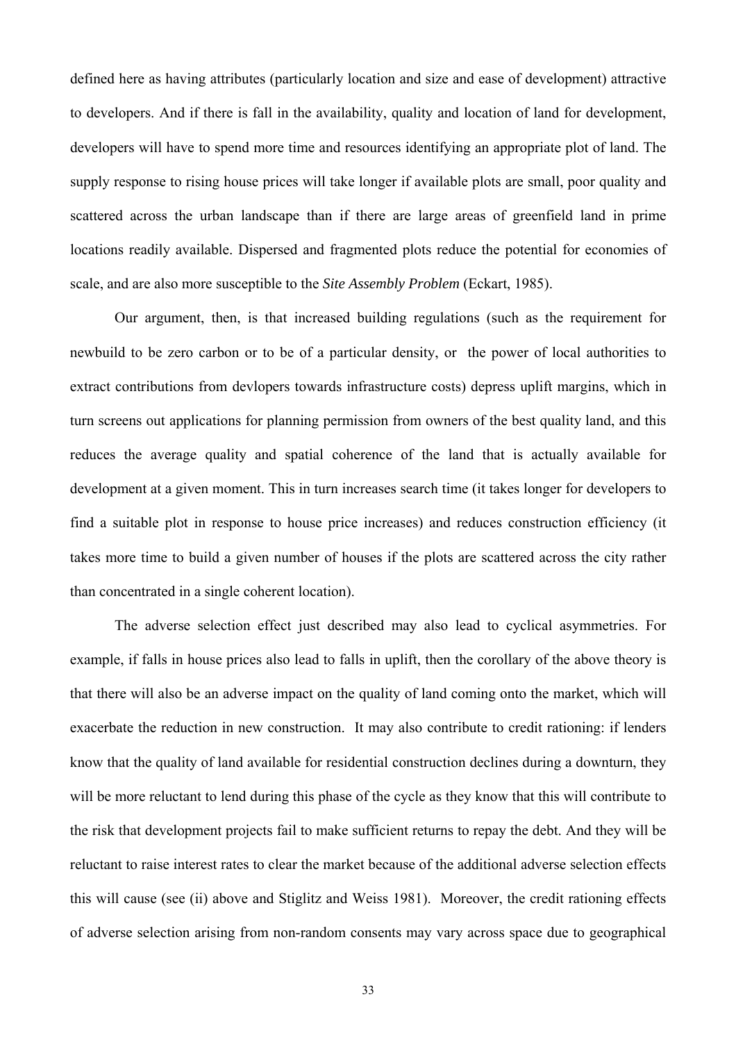defined here as having attributes (particularly location and size and ease of development) attractive to developers. And if there is fall in the availability, quality and location of land for development, developers will have to spend more time and resources identifying an appropriate plot of land. The supply response to rising house prices will take longer if available plots are small, poor quality and scattered across the urban landscape than if there are large areas of greenfield land in prime locations readily available. Dispersed and fragmented plots reduce the potential for economies of scale, and are also more susceptible to the *Site Assembly Problem* (Eckart, 1985).

Our argument, then, is that increased building regulations (such as the requirement for newbuild to be zero carbon or to be of a particular density, or the power of local authorities to extract contributions from devlopers towards infrastructure costs) depress uplift margins, which in turn screens out applications for planning permission from owners of the best quality land, and this reduces the average quality and spatial coherence of the land that is actually available for development at a given moment. This in turn increases search time (it takes longer for developers to find a suitable plot in response to house price increases) and reduces construction efficiency (it takes more time to build a given number of houses if the plots are scattered across the city rather than concentrated in a single coherent location).

The adverse selection effect just described may also lead to cyclical asymmetries. For example, if falls in house prices also lead to falls in uplift, then the corollary of the above theory is that there will also be an adverse impact on the quality of land coming onto the market, which will exacerbate the reduction in new construction. It may also contribute to credit rationing: if lenders know that the quality of land available for residential construction declines during a downturn, they will be more reluctant to lend during this phase of the cycle as they know that this will contribute to the risk that development projects fail to make sufficient returns to repay the debt. And they will be reluctant to raise interest rates to clear the market because of the additional adverse selection effects this will cause (see (ii) above and Stiglitz and Weiss 1981). Moreover, the credit rationing effects of adverse selection arising from non-random consents may vary across space due to geographical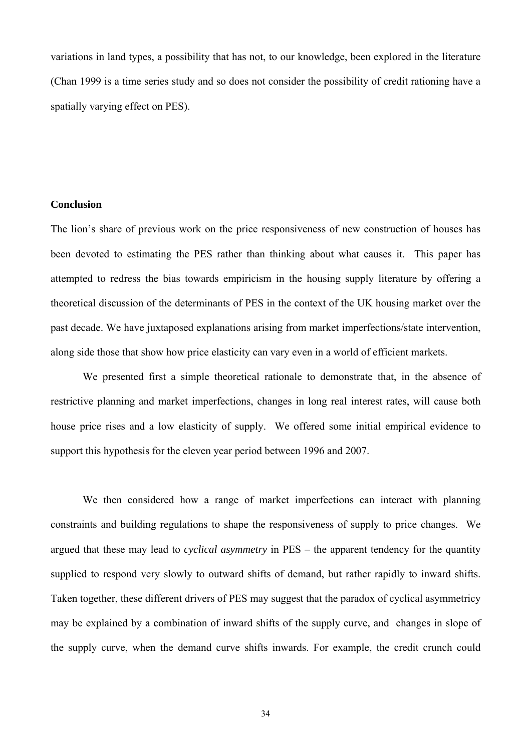variations in land types, a possibility that has not, to our knowledge, been explored in the literature (Chan 1999 is a time series study and so does not consider the possibility of credit rationing have a spatially varying effect on PES).

## Conclusion

The lion's share of previous work on the price responsiveness of new construction of houses has been devoted to estimating the PES rather than thinking about what causes it. This paper has attempted to redress the bias towards empiricism in the housing supply literature by offering a theoretical discussion of the determinants of PES in the context of the UK housing market over the past decade. We have juxtaposed explanations arising from market imperfections/state intervention, along side those that show how price elasticity can vary even in a world of efficient markets.

We presented first a simple theoretical rationale to demonstrate that, in the absence of restrictive planning and market imperfections, changes in long real interest rates, will cause both house price rises and a low elasticity of supply. We offered some initial empirical evidence to support this hypothesis for the eleven year period between 1996 and 2007.

We then considered how a range of market imperfections can interact with planning constraints and building regulations to shape the responsiveness of supply to price changes. We argued that these may lead to *cyclical asymmetry* in PES – the apparent tendency for the quantity supplied to respond very slowly to outward shifts of demand, but rather rapidly to inward shifts. Taken together, these different drivers of PES may suggest that the paradox of cyclical asymmetricy may be explained by a combination of inward shifts of the supply curve, and changes in slope of the supply curve, when the demand curve shifts inwards. For example, the credit crunch could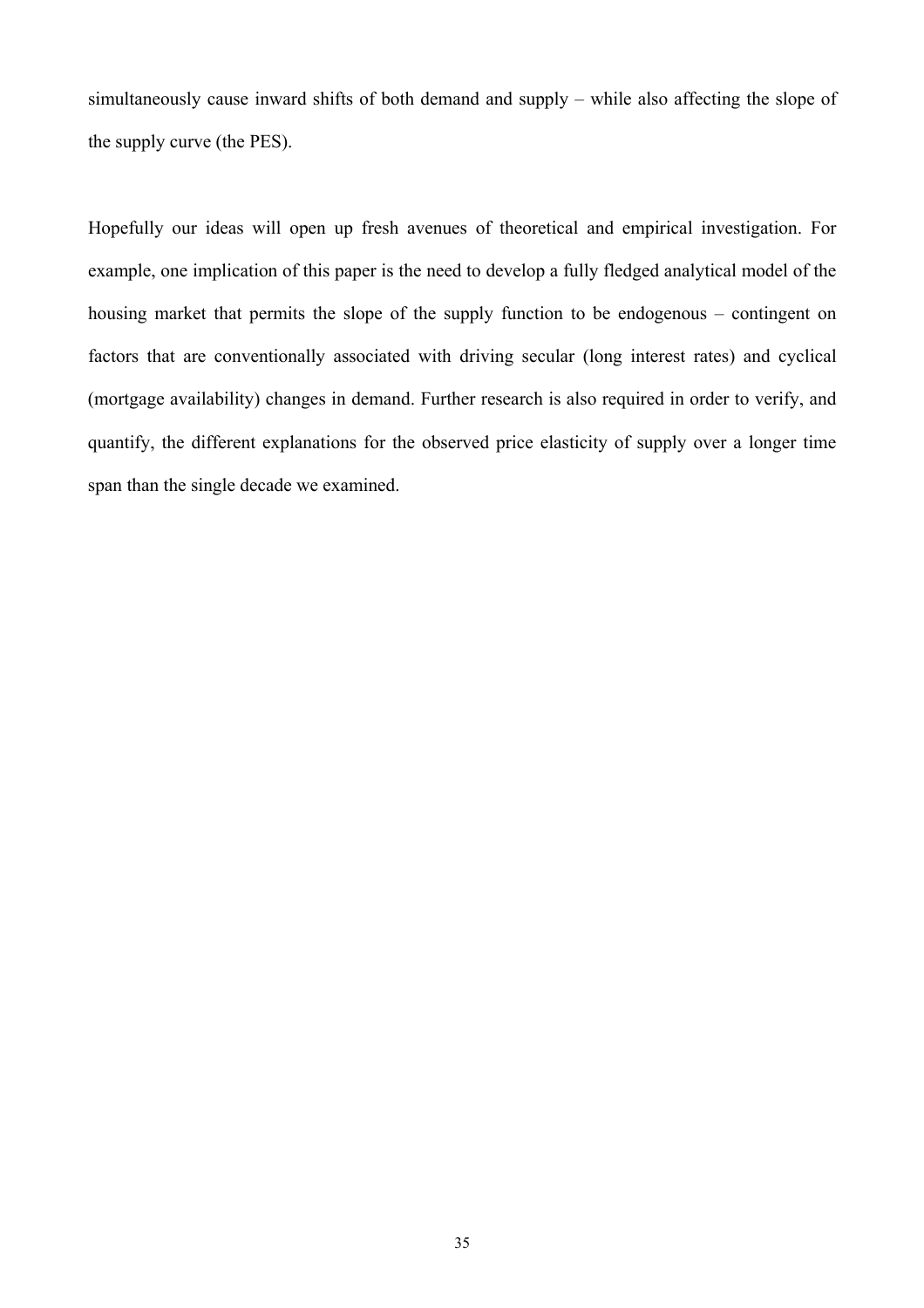simultaneously cause inward shifts of both demand and supply – while also affecting the slope of the supply curve (the PES).

Hopefully our ideas will open up fresh avenues of theoretical and empirical investigation. For example, one implication of this paper is the need to develop a fully fledged analytical model of the housing market that permits the slope of the supply function to be endogenous – contingent on factors that are conventionally associated with driving secular (long interest rates) and cyclical (mortgage availability) changes in demand. Further research is also required in order to verify, and quantify, the different explanations for the observed price elasticity of supply over a longer time span than the single decade we examined.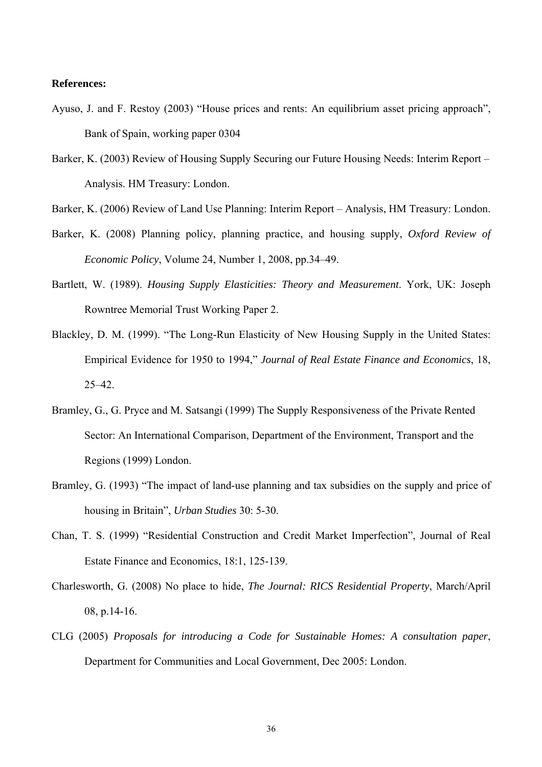**References:**

Ayuso, J. and F. Restoy (2003) "House prices and rents: An equilibrium asset pricing approach", Bank of Spain, working paper 0304

Barker, K. (2003) Review of Housing Supply Securing our Future Housing Needs: Interim Report – Analysis. HM Treasury: London.

Barker, K. (2006) Review of Land Use Planning: Interim Report – Analysis, HM Treasury: London.

Barker, K. (2008) Planning policy, planning practice, and housing supply, *Oxford Review of Economic Policy*, Volume 24, Number 1, 2008, pp.34–49.

Bartlett, W. (1989). *Housing Supply Elasticities: Theory and Measurement*. York, UK: Joseph Rowntree Memorial Trust Working Paper 2.

Blackley, D. M. (1999). "The Long-Run Elasticity of New Housing Supply in the United States: Empirical Evidence for 1950 to 1994," *Journal of Real Estate Finance and Economics*, 18, 25–42.

Bramley, G., G. Pryce and M. Satsangi (1999) The Supply Responsiveness of the Private Rented Sector: An International Comparison, Department of the Environment, Transport and the Regions (1999) London.

Bramley, G. (1993) "The impact of land-use planning and tax subsidies on the supply and price of housing in Britain", *Urban Studies* 30: 5-30.

Chan, T. S. (1999) "Residential Construction and Credit Market Imperfection", Journal of Real Estate Finance and Economics, 18:1, 125-139.

Charlesworth, G. (2008) No place to hide, *The Journal: RICS Residential Property*, March/April 08, p.14-16.

CLG (2005) *Proposals for introducing a Code for Sustainable Homes: A consultation paper*, Department for Communities and Local Government, Dec 2005: London.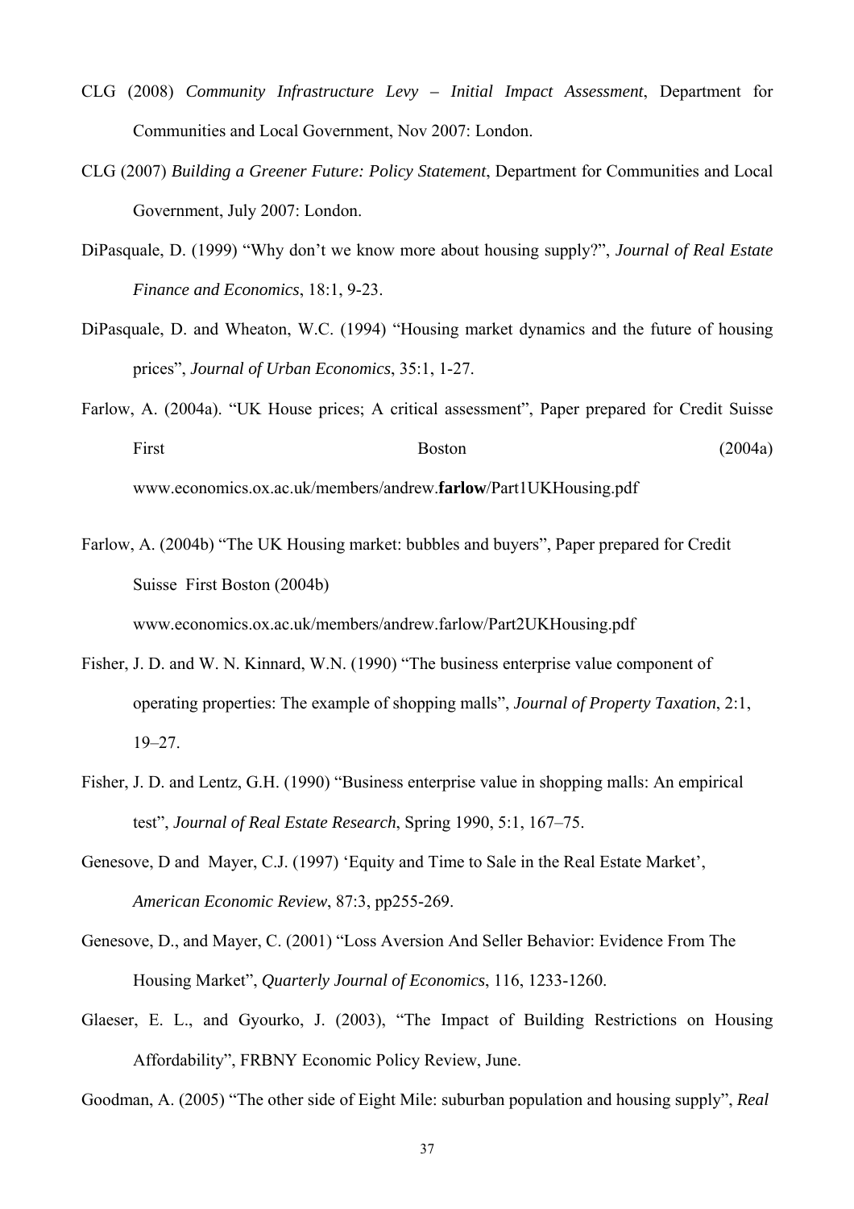CLG (2008) *Community Infrastructure Levy – Initial Impact Assessment*, Department for Communities and Local Government, Nov 2007: London.

CLG (2007) *Building a Greener Future: Policy Statement*, Department for Communities and Local Government, July 2007: London.

DiPasquale, D. (1999) "Why don't we know more about housing supply?", *Journal of Real Estate Finance and Economics*, 18:1, 9-23.

DiPasquale, D. and Wheaton, W.C. (1994) "Housing market dynamics and the future of housing prices", *Journal of Urban Economics*, 35:1, 1-27.

Farlow, A. (2004a). "UK House prices; A critical assessment", Paper prepared for Credit Suisse First Boston (2004a) www.economics.ox.ac.uk/members/andrew.**farlow**/Part1UKHousing.pdf

Farlow, A. (2004b) "The UK Housing market: bubbles and buyers", Paper prepared for Credit Suisse First Boston (2004b) www.economics.ox.ac.uk/members/andrew.farlow/Part2UKHousing.pdf

Fisher, J. D. and W. N. Kinnard, W.N. (1990) "The business enterprise value component of operating properties: The example of shopping malls", *Journal of Property Taxation*, 2:1, 19–27.

Fisher, J. D. and Lentz, G.H. (1990) "Business enterprise value in shopping malls: An empirical test", *Journal of Real Estate Research*, Spring 1990, 5:1, 167–75.

Genesove, D and Mayer, C.J. (1997) 'Equity and Time to Sale in the Real Estate Market', *American Economic Review*, 87:3, pp255-269.

Genesove, D., and Mayer, C. (2001) "Loss Aversion And Seller Behavior: Evidence From The Housing Market", *Quarterly Journal of Economics*, 116, 1233-1260.

Glaeser, E. L., and Gyourko, J. (2003), "The Impact of Building Restrictions on Housing Affordability", FRBNY Economic Policy Review, June.

Goodman, A. (2005) "The other side of Eight Mile: suburban population and housing supply", *Real*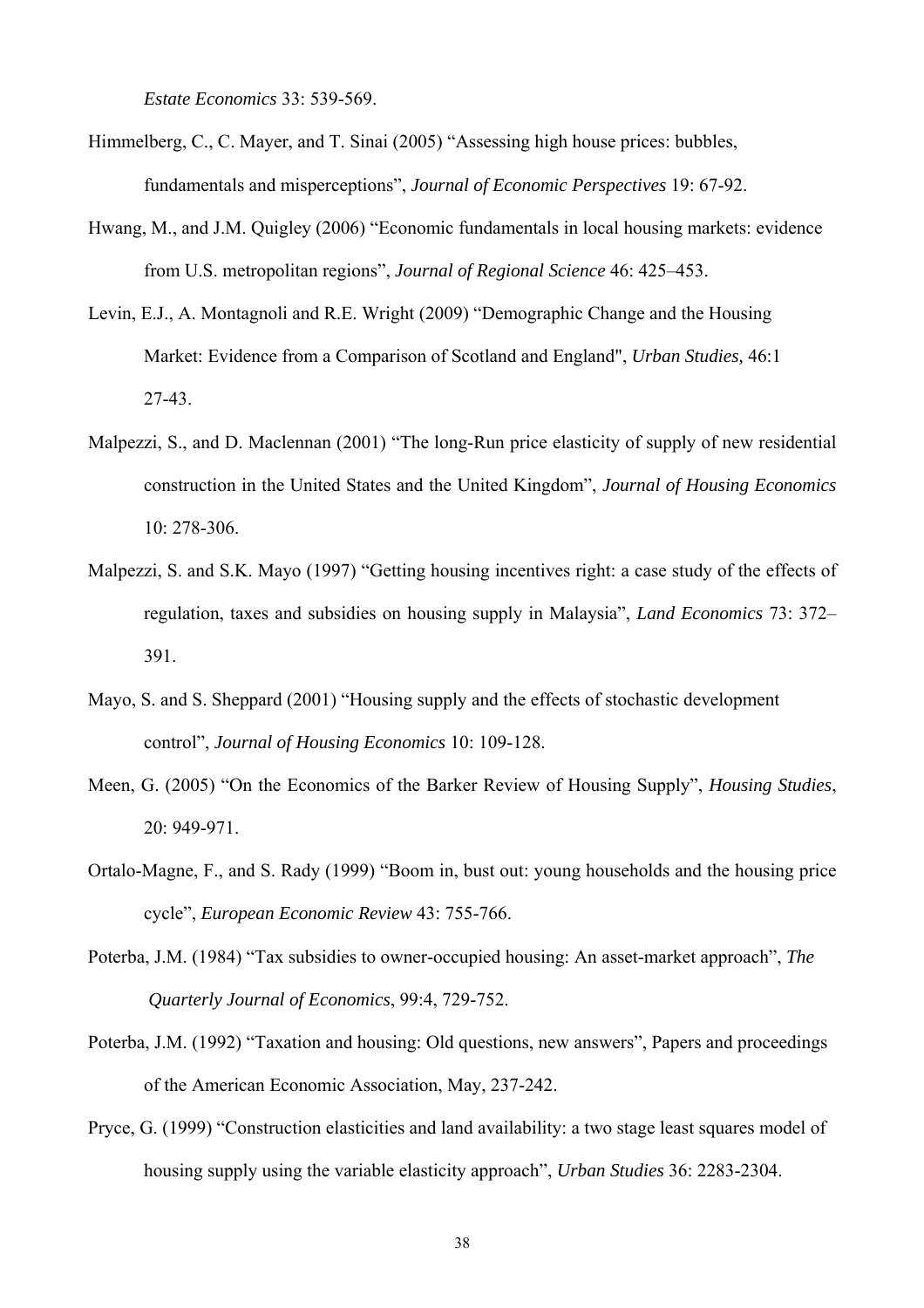*Estate Economics* 33: 539-569.

Himmelberg, C., C. Mayer, and T. Sinai (2005) "Assessing high house prices: bubbles, fundamentals and misperceptions", *Journal of Economic Perspectives* 19: 67-92.

Hwang, M., and J.M. Quigley (2006) "Economic fundamentals in local housing markets: evidence from U.S. metropolitan regions", *Journal of Regional Science* 46: 425–453.

Levin, E.J., A. Montagnoli and R.E. Wright (2009) "Demographic Change and the Housing Market: Evidence from a Comparison of Scotland and England", *Urban Studies*, 46:1 27-43.

Malpezzi, S., and D. Maclennan (2001) "The long-Run price elasticity of supply of new residential construction in the United States and the United Kingdom", *Journal of Housing Economics* 10: 278-306.

Malpezzi, S. and S.K. Mayo (1997) "Getting housing incentives right: a case study of the effects of regulation, taxes and subsidies on housing supply in Malaysia", *Land Economics* 73: 372–391.

Mayo, S. and S. Sheppard (2001) "Housing supply and the effects of stochastic development control", *Journal of Housing Economics* 10: 109-128.

Meen, G. (2005) "On the Economics of the Barker Review of Housing Supply", *Housing Studies*, 20: 949-971.

Ortalo-Magne, F., and S. Rady (1999) "Boom in, bust out: young households and the housing price cycle", *European Economic Review* 43: 755-766.

Poterba, J.M. (1984) "Tax subsidies to owner-occupied housing: An asset-market approach", *The Quarterly Journal of Economics*, 99:4, 729-752.

Poterba, J.M. (1992) "Taxation and housing: Old questions, new answers", Papers and proceedings of the American Economic Association, May, 237-242.

Pryce, G. (1999) "Construction elasticities and land availability: a two stage least squares model of housing supply using the variable elasticity approach", *Urban Studies* 36: 2283-2304.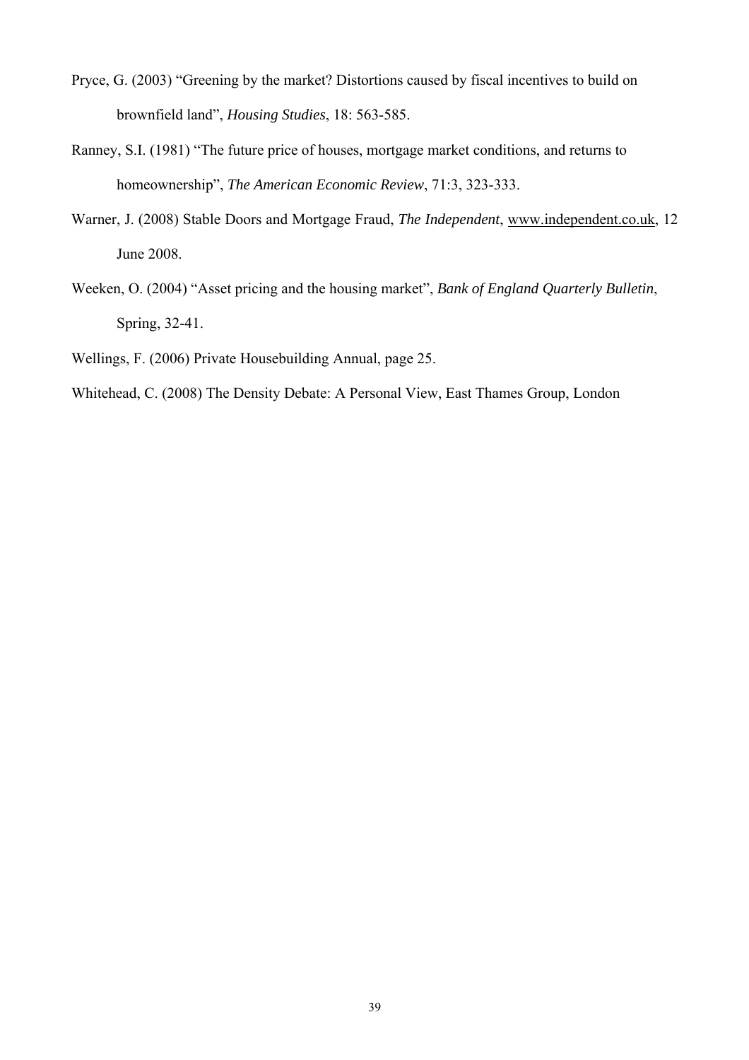Pryce, G. (2003) "Greening by the market? Distortions caused by fiscal incentives to build on brownfield land", *Housing Studies*, 18: 563-585.

Ranney, S.I. (1981) "The future price of houses, mortgage market conditions, and returns to homeownership", *The American Economic Review*, 71:3, 323-333.

Warner, J. (2008) Stable Doors and Mortgage Fraud, *The Independent*, www.independent.co.uk, 12 June 2008.

Weeken, O. (2004) "Asset pricing and the housing market", *Bank of England Quarterly Bulletin*, Spring, 32-41.

Wellings, F. (2006) Private Housebuilding Annual, page 25.

Whitehead, C. (2008) The Density Debate: A Personal View, East Thames Group, London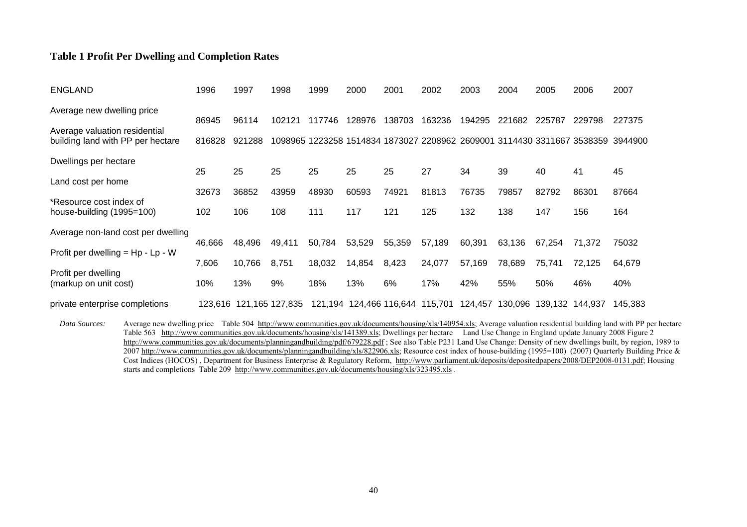**Table 1 Profit Per Dwelling and Completion Rates**

| ENGLAND | 1996 | 1997 | 1998 | 1999 | 2000 | 2001 | 2002 | 2003 | 2004 | 2005 | 2006 | 2007 |
|---|---|---|---|---|---|---|---|---|---|---|---|---|
| Average new dwelling price | 86945 | 96114 | 102121 | 117746 | 128976 | 138703 | 163236 | 194295 | 221682 | 225787 | 229798 | 227375 |
| Average valuation residential building land with PP per hectare | 816828 | 921288 | 1098965 | 1223258 | 1514834 | 1873027 | 2208962 | 2609001 | 3114430 | 3311667 | 3538359 | 3944900 |
| Dwellings per hectare | 25 | 25 | 25 | 25 | 25 | 25 | 27 | 34 | 39 | 40 | 41 | 45 |
| Land cost per home | 32673 | 36852 | 43959 | 48930 | 60593 | 74921 | 81813 | 76735 | 79857 | 82792 | 86301 | 87664 |
| *Resource cost index of house-building (1995=100) | 102 | 106 | 108 | 111 | 117 | 121 | 125 | 132 | 138 | 147 | 156 | 164 |
| Average non-land cost per dwelling | 46,666 | 48,496 | 49,411 | 50,784 | 53,529 | 55,359 | 57,189 | 60,391 | 63,136 | 67,254 | 71,372 | 75032 |
| Profit per dwelling = Hp - Lp - W | 7,606 | 10,766 | 8,751 | 18,032 | 14,854 | 8,423 | 24,077 | 57,169 | 78,689 | 75,741 | 72,125 | 64,679 |
| Profit per dwelling (markup on unit cost) | 10% | 13% | 9% | 18% | 13% | 6% | 17% | 42% | 55% | 50% | 46% | 40% |
| private enterprise completions | 123,616 | 121,165 | 127,835 | 121,194 | 124,466 | 116,644 | 115,701 | 124,457 | 130,096 | 139,132 | 144,937 | 145,383 |

*Data Sources:* Average new dwelling price Table 504 http://www.communities.gov.uk/documents/housing/xls/140954.xls; Average valuation residential building land with PP per hectare Table 563 http://www.communities.gov.uk/documents/housing/xls/141389.xls; Dwellings per hectare Land Use Change in England update January 2008 Figure 2 http://www.communities.gov.uk/documents/planningandbuilding/pdf/679228.pdf ; See also Table P231 Land Use Change: Density of new dwellings built, by region, 1989 to 2007 http://www.communities.gov.uk/documents/planningandbuilding/xls/822906.xls; Resource cost index of house-building (1995=100) (2007) Quarterly Building Price & Cost Indices (HOCOS) , Department for Business Enterprise & Regulatory Reform, http://www.parliament.uk/deposits/depositedpapers/2008/DEP2008-0131.pdf; Housing starts and completions Table 209 http://www.communities.gov.uk/documents/housing/xls/323495.xls .